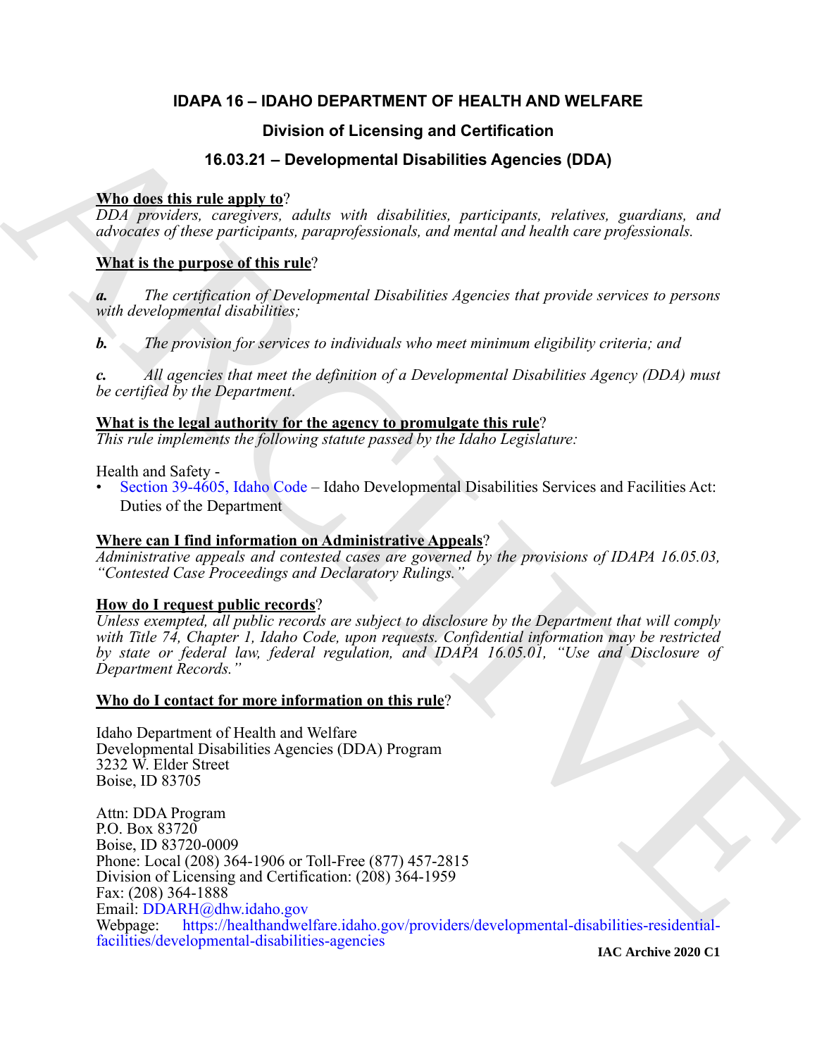# IDAPA 16 – IDAHO DEPARTMENT OF HEALTH AND WELFARE

## Division of Licensing and Certification

## 16.03.21 – Developmental Disabilities Agencies (DDA)

**Who does this rule apply to**?
*DDA providers, caregivers, adults with disabilities, participants, relatives, guardians, and advocates of these participants, paraprofessionals, and mental and health care professionals.*

**What is the purpose of this rule**?

***a.*** *The certification of Developmental Disabilities Agencies that provide services to persons with developmental disabilities;*

***b.*** *The provision for services to individuals who meet minimum eligibility criteria; and*

***c.*** *All agencies that meet the definition of a Developmental Disabilities Agency (DDA) must be certified by the Department.*

**What is the legal authority for the agency to promulgate this rule**?
*This rule implements the following statute passed by the Idaho Legislature:*

Health and Safety -
- Section 39-4605, Idaho Code – Idaho Developmental Disabilities Services and Facilities Act: Duties of the Department

**Where can I find information on Administrative Appeals**?
*Administrative appeals and contested cases are governed by the provisions of IDAPA 16.05.03, "Contested Case Proceedings and Declaratory Rulings."*

**How do I request public records**?
*Unless exempted, all public records are subject to disclosure by the Department that will comply with Title 74, Chapter 1, Idaho Code, upon requests. Confidential information may be restricted by state or federal law, federal regulation, and IDAPA 16.05.01, "Use and Disclosure of Department Records."*

**Who do I contact for more information on this rule**?

Idaho Department of Health and Welfare
Developmental Disabilities Agencies (DDA) Program
3232 W. Elder Street
Boise, ID 83705

Attn: DDA Program
P.O. Box 83720
Boise, ID 83720-0009
Phone: Local (208) 364-1906 or Toll-Free (877) 457-2815
Division of Licensing and Certification: (208) 364-1959
Fax: (208) 364-1888
Email: DDARH@dhw.idaho.gov
Webpage: https://healthandwelfare.idaho.gov/providers/developmental-disabilities-residential-facilities/developmental-disabilities-agencies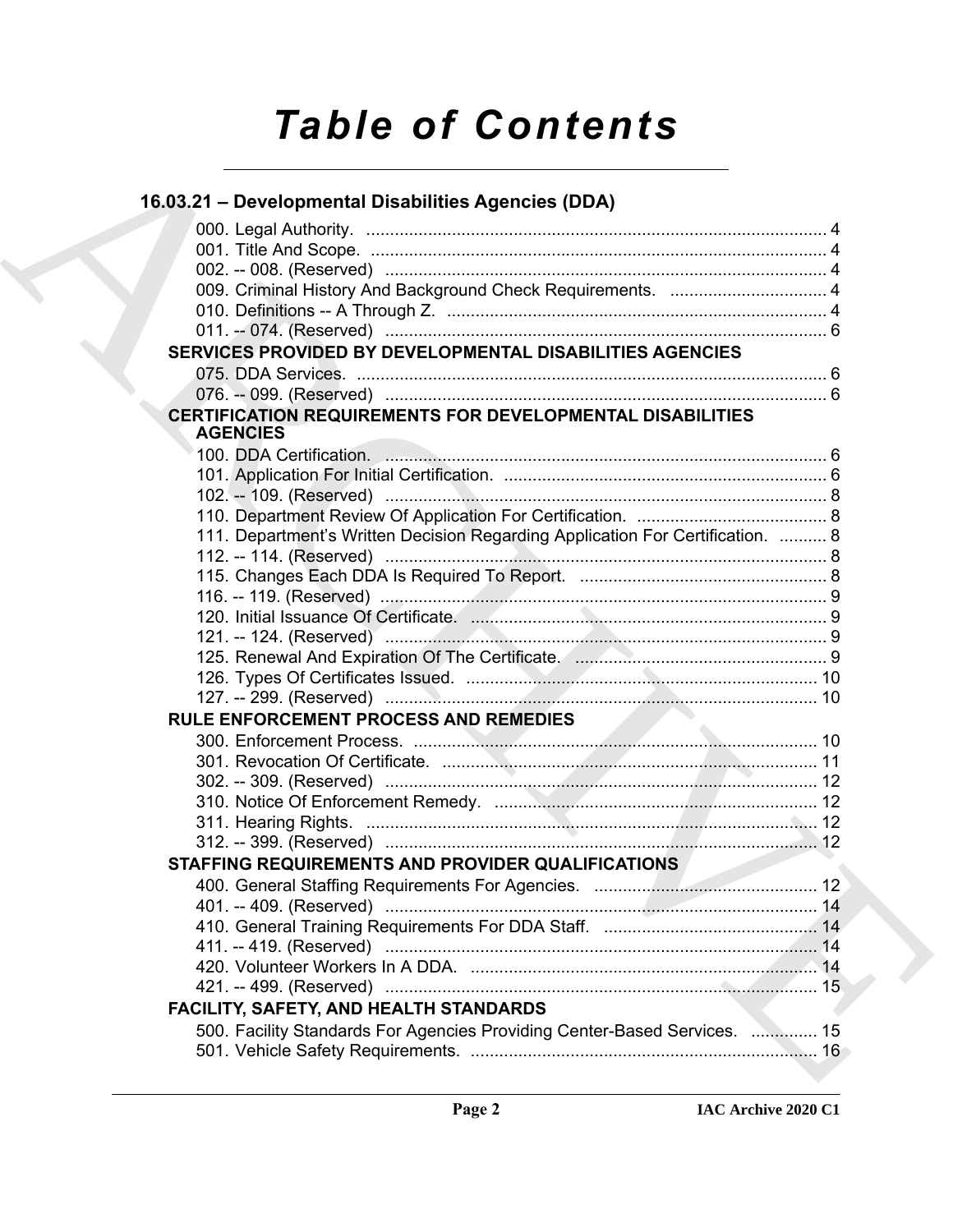# Table of Contents

## 16.03.21 – Developmental Disabilities Agencies (DDA)

000. Legal Authority. ... 4
001. Title And Scope. ... 4
002. -- 008. (Reserved) ... 4
009. Criminal History And Background Check Requirements. ... 4
010. Definitions -- A Through Z. ... 4
011. -- 074. (Reserved) ... 6

### SERVICES PROVIDED BY DEVELOPMENTAL DISABILITIES AGENCIES

075. DDA Services. ... 6
076. -- 099. (Reserved) ... 6

### CERTIFICATION REQUIREMENTS FOR DEVELOPMENTAL DISABILITIES AGENCIES

100. DDA Certification. ... 6
101. Application For Initial Certification. ... 6
102. -- 109. (Reserved) ... 8
110. Department Review Of Application For Certification. ... 8
111. Department's Written Decision Regarding Application For Certification. ... 8
112. -- 114. (Reserved) ... 8
115. Changes Each DDA Is Required To Report. ... 8
116. -- 119. (Reserved) ... 9
120. Initial Issuance Of Certificate. ... 9
121. -- 124. (Reserved) ... 9
125. Renewal And Expiration Of The Certificate. ... 9
126. Types Of Certificates Issued. ... 10
127. -- 299. (Reserved) ... 10

### RULE ENFORCEMENT PROCESS AND REMEDIES

300. Enforcement Process. ... 10
301. Revocation Of Certificate. ... 11
302. -- 309. (Reserved) ... 12
310. Notice Of Enforcement Remedy. ... 12
311. Hearing Rights. ... 12
312. -- 399. (Reserved) ... 12

### STAFFING REQUIREMENTS AND PROVIDER QUALIFICATIONS

400. General Staffing Requirements For Agencies. ... 12
401. -- 409. (Reserved) ... 14
410. General Training Requirements For DDA Staff. ... 14
411. -- 419. (Reserved) ... 14
420. Volunteer Workers In A DDA. ... 14
421. -- 499. (Reserved) ... 15

### FACILITY, SAFETY, AND HEALTH STANDARDS

500. Facility Standards For Agencies Providing Center-Based Services. ... 15
501. Vehicle Safety Requirements. ... 16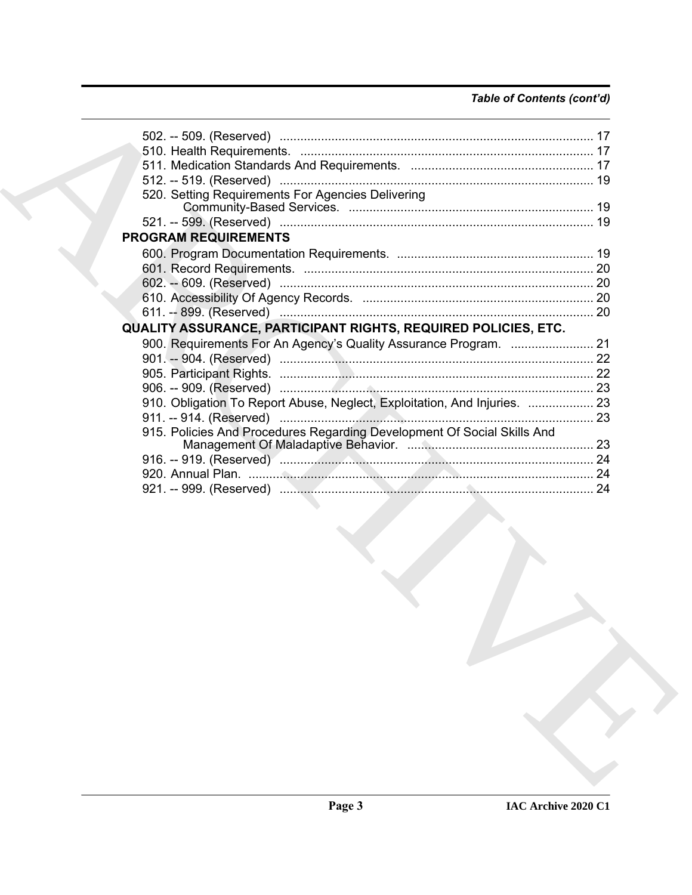*Table of Contents (cont'd)*

502. -- 509. (Reserved) .......................................................................................... 17
510. Health Requirements. .................................................................................... 17
511. Medication Standards And Requirements. .................................................... 17
512. -- 519. (Reserved) .......................................................................................... 19
520. Setting Requirements For Agencies Delivering Community-Based Services. ...................................................................... 19
521. -- 599. (Reserved) .......................................................................................... 19

**PROGRAM REQUIREMENTS**

600. Program Documentation Requirements. ......................................................... 19
601. Record Requirements. ................................................................................... 20
602. -- 609. (Reserved) .......................................................................................... 20
610. Accessibility Of Agency Records. ................................................................... 20
611. -- 899. (Reserved) .......................................................................................... 20

**QUALITY ASSURANCE, PARTICIPANT RIGHTS, REQUIRED POLICIES, ETC.**

900. Requirements For An Agency's Quality Assurance Program. ........................ 21
901. -- 904. (Reserved) .......................................................................................... 22
905. Participant Rights. .......................................................................................... 22
906. -- 909. (Reserved) .......................................................................................... 23
910. Obligation To Report Abuse, Neglect, Exploitation, And Injuries. ................... 23
911. -- 914. (Reserved) .......................................................................................... 23
915. Policies And Procedures Regarding Development Of Social Skills And Management Of Maladaptive Behavior. ...................................................... 23
916. -- 919. (Reserved) .......................................................................................... 24
920. Annual Plan. .................................................................................................... 24
921. -- 999. (Reserved) .......................................................................................... 24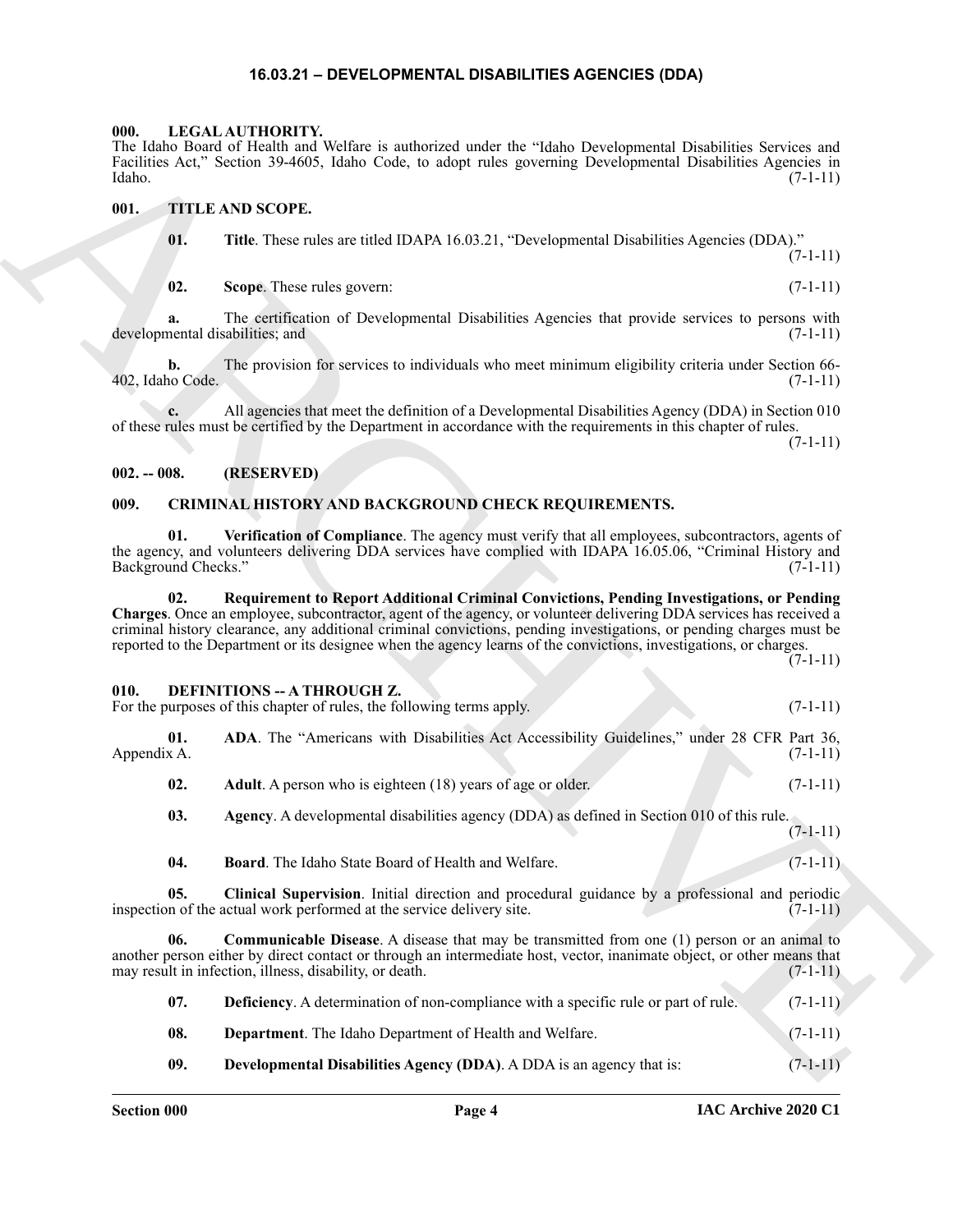# 16.03.21 – DEVELOPMENTAL DISABILITIES AGENCIES (DDA)

## 000. LEGAL AUTHORITY.

The Idaho Board of Health and Welfare is authorized under the "Idaho Developmental Disabilities Services and Facilities Act," Section 39-4605, Idaho Code, to adopt rules governing Developmental Disabilities Agencies in Idaho. (7-1-11)

## 001. TITLE AND SCOPE.

**01. Title**. These rules are titled IDAPA 16.03.21, "Developmental Disabilities Agencies (DDA)." (7-1-11)

**02. Scope**. These rules govern: (7-1-11)

**a.** The certification of Developmental Disabilities Agencies that provide services to persons with developmental disabilities; and (7-1-11)

**b.** The provision for services to individuals who meet minimum eligibility criteria under Section 66-402, Idaho Code. (7-1-11)

**c.** All agencies that meet the definition of a Developmental Disabilities Agency (DDA) in Section 010 of these rules must be certified by the Department in accordance with the requirements in this chapter of rules. (7-1-11)

## 002. -- 008. (RESERVED)

## 009. CRIMINAL HISTORY AND BACKGROUND CHECK REQUIREMENTS.

**01. Verification of Compliance**. The agency must verify that all employees, subcontractors, agents of the agency, and volunteers delivering DDA services have complied with IDAPA 16.05.06, "Criminal History and Background Checks." (7-1-11)

**02. Requirement to Report Additional Criminal Convictions, Pending Investigations, or Pending Charges**. Once an employee, subcontractor, agent of the agency, or volunteer delivering DDA services has received a criminal history clearance, any additional criminal convictions, pending investigations, or pending charges must be reported to the Department or its designee when the agency learns of the convictions, investigations, or charges. (7-1-11)

## 010. DEFINITIONS -- A THROUGH Z.

For the purposes of this chapter of rules, the following terms apply. (7-1-11)

**01. ADA**. The "Americans with Disabilities Act Accessibility Guidelines," under 28 CFR Part 36, Appendix A. (7-1-11)

**02. Adult**. A person who is eighteen (18) years of age or older. (7-1-11)

**03. Agency**. A developmental disabilities agency (DDA) as defined in Section 010 of this rule. (7-1-11)

**04. Board**. The Idaho State Board of Health and Welfare. (7-1-11)

**05. Clinical Supervision**. Initial direction and procedural guidance by a professional and periodic inspection of the actual work performed at the service delivery site. (7-1-11)

**06. Communicable Disease**. A disease that may be transmitted from one (1) person or an animal to another person either by direct contact or through an intermediate host, vector, inanimate object, or other means that may result in infection, illness, disability, or death. (7-1-11)

**07. Deficiency**. A determination of non-compliance with a specific rule or part of rule. (7-1-11)

**08. Department**. The Idaho Department of Health and Welfare. (7-1-11)

**09. Developmental Disabilities Agency (DDA)**. A DDA is an agency that is: (7-1-11)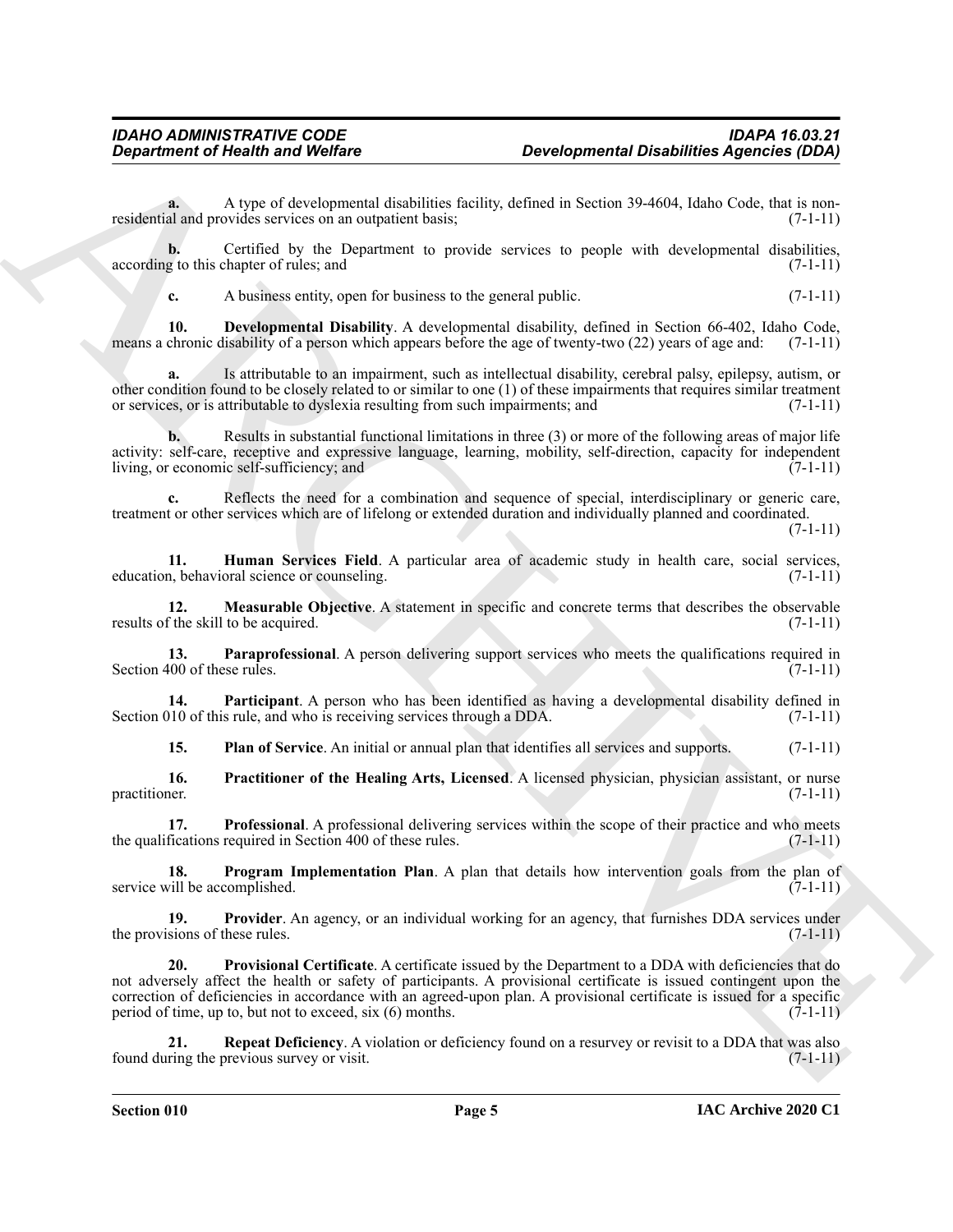**a.** A type of developmental disabilities facility, defined in Section 39-4604, Idaho Code, that is non-residential and provides services on an outpatient basis; (7-1-11)

**b.** Certified by the Department to provide services to people with developmental disabilities, according to this chapter of rules; and (7-1-11)

**c.** A business entity, open for business to the general public. (7-1-11)

**10. Developmental Disability**. A developmental disability, defined in Section 66-402, Idaho Code, means a chronic disability of a person which appears before the age of twenty-two (22) years of age and: (7-1-11)

**a.** Is attributable to an impairment, such as intellectual disability, cerebral palsy, epilepsy, autism, or other condition found to be closely related to or similar to one (1) of these impairments that requires similar treatment or services, or is attributable to dyslexia resulting from such impairments; and (7-1-11)

**b.** Results in substantial functional limitations in three (3) or more of the following areas of major life activity: self-care, receptive and expressive language, learning, mobility, self-direction, capacity for independent living, or economic self-sufficiency; and (7-1-11)

**c.** Reflects the need for a combination and sequence of special, interdisciplinary or generic care, treatment or other services which are of lifelong or extended duration and individually planned and coordinated. (7-1-11)

**11. Human Services Field**. A particular area of academic study in health care, social services, education, behavioral science or counseling. (7-1-11)

**12. Measurable Objective**. A statement in specific and concrete terms that describes the observable results of the skill to be acquired. (7-1-11)

**13. Paraprofessional**. A person delivering support services who meets the qualifications required in Section 400 of these rules. (7-1-11)

**14. Participant**. A person who has been identified as having a developmental disability defined in Section 010 of this rule, and who is receiving services through a DDA. (7-1-11)

**15. Plan of Service**. An initial or annual plan that identifies all services and supports. (7-1-11)

**16. Practitioner of the Healing Arts, Licensed**. A licensed physician, physician assistant, or nurse practitioner. (7-1-11)

**17. Professional**. A professional delivering services within the scope of their practice and who meets the qualifications required in Section 400 of these rules. (7-1-11)

**18. Program Implementation Plan**. A plan that details how intervention goals from the plan of service will be accomplished. (7-1-11)

**19. Provider**. An agency, or an individual working for an agency, that furnishes DDA services under the provisions of these rules. (7-1-11)

**20. Provisional Certificate**. A certificate issued by the Department to a DDA with deficiencies that do not adversely affect the health or safety of participants. A provisional certificate is issued contingent upon the correction of deficiencies in accordance with an agreed-upon plan. A provisional certificate is issued for a specific period of time, up to, but not to exceed, six (6) months. (7-1-11)

**21. Repeat Deficiency**. A violation or deficiency found on a resurvey or revisit to a DDA that was also found during the previous survey or visit. (7-1-11)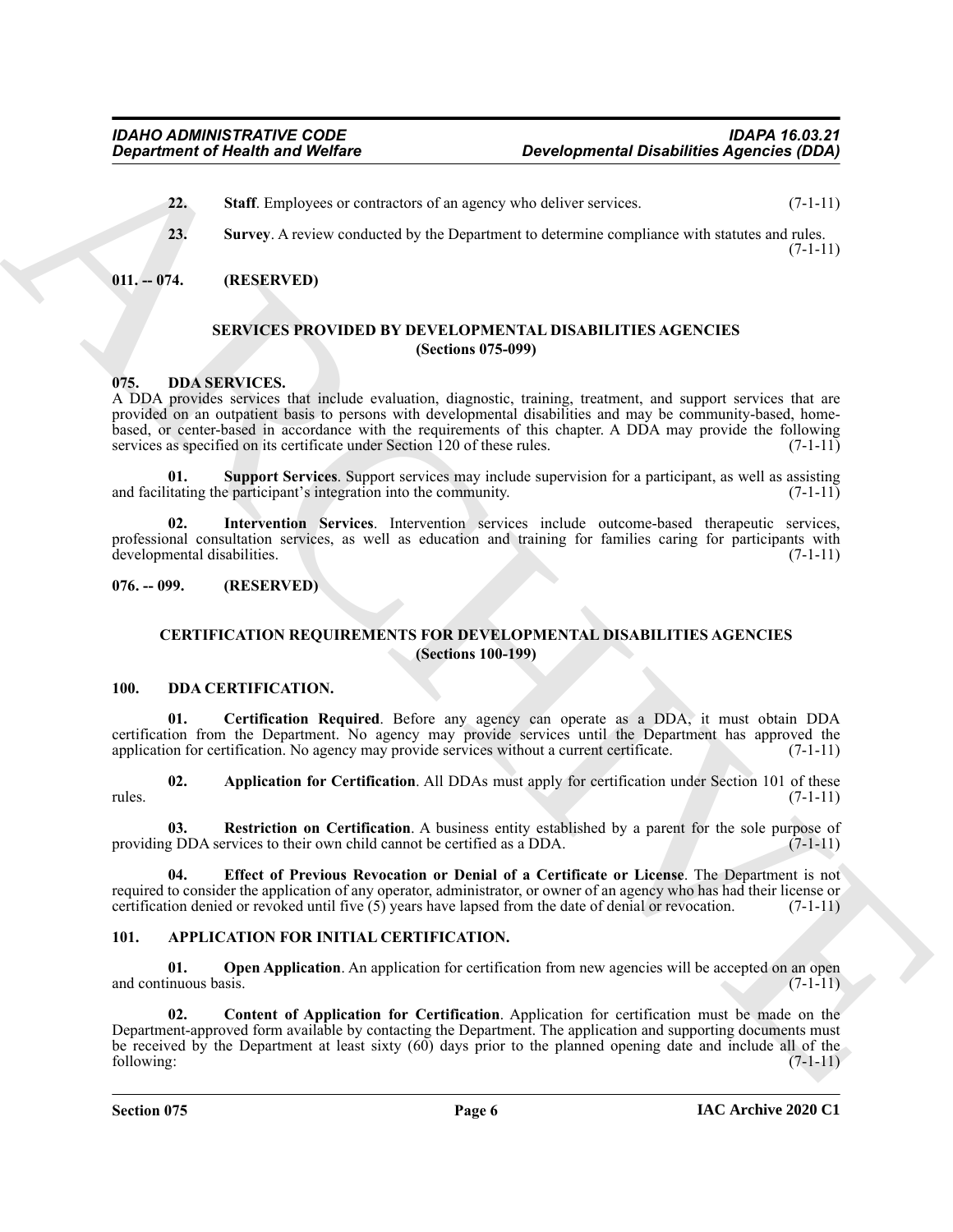**22. Staff**. Employees or contractors of an agency who deliver services. (7-1-11)

**23. Survey**. A review conducted by the Department to determine compliance with statutes and rules. (7-1-11)

## 011. -- 074. (RESERVED)

## SERVICES PROVIDED BY DEVELOPMENTAL DISABILITIES AGENCIES (Sections 075-099)

## 075. DDA SERVICES.

A DDA provides services that include evaluation, diagnostic, training, treatment, and support services that are provided on an outpatient basis to persons with developmental disabilities and may be community-based, home-based, or center-based in accordance with the requirements of this chapter. A DDA may provide the following services as specified on its certificate under Section 120 of these rules. (7-1-11)

**01. Support Services**. Support services may include supervision for a participant, as well as assisting and facilitating the participant's integration into the community. (7-1-11)

**02. Intervention Services**. Intervention services include outcome-based therapeutic services, professional consultation services, as well as education and training for families caring for participants with developmental disabilities. (7-1-11)

## 076. -- 099. (RESERVED)

## CERTIFICATION REQUIREMENTS FOR DEVELOPMENTAL DISABILITIES AGENCIES (Sections 100-199)

## 100. DDA CERTIFICATION.

**01. Certification Required**. Before any agency can operate as a DDA, it must obtain DDA certification from the Department. No agency may provide services until the Department has approved the application for certification. No agency may provide services without a current certificate. (7-1-11)

**02. Application for Certification**. All DDAs must apply for certification under Section 101 of these rules. (7-1-11)

**03. Restriction on Certification**. A business entity established by a parent for the sole purpose of providing DDA services to their own child cannot be certified as a DDA. (7-1-11)

**04. Effect of Previous Revocation or Denial of a Certificate or License**. The Department is not required to consider the application of any operator, administrator, or owner of an agency who has had their license or certification denied or revoked until five (5) years have lapsed from the date of denial or revocation. (7-1-11)

## 101. APPLICATION FOR INITIAL CERTIFICATION.

**01. Open Application**. An application for certification from new agencies will be accepted on an open and continuous basis. (7-1-11)

**02. Content of Application for Certification**. Application for certification must be made on the Department-approved form available by contacting the Department. The application and supporting documents must be received by the Department at least sixty (60) days prior to the planned opening date and include all of the following: (7-1-11)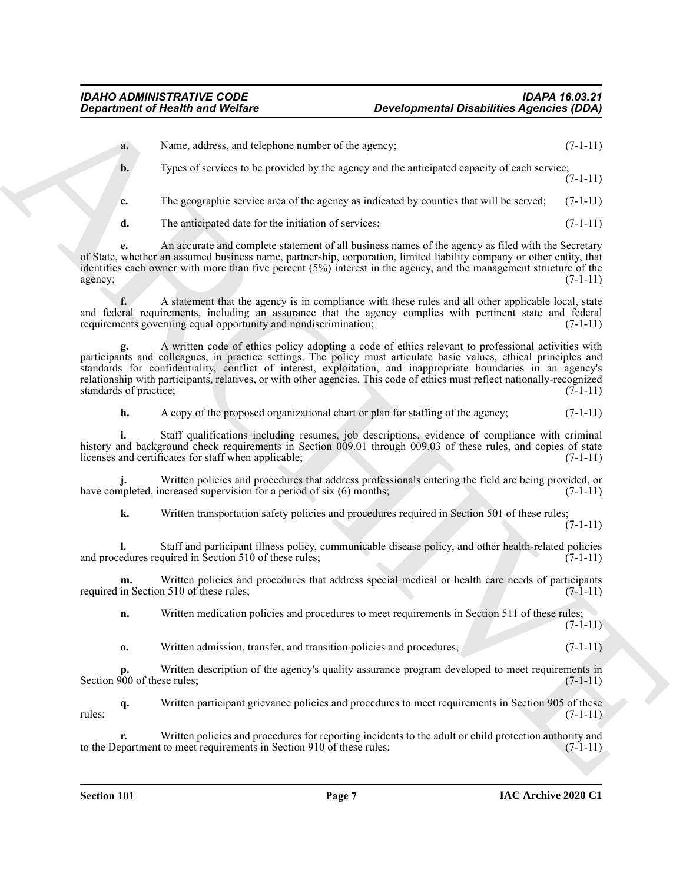**a.** Name, address, and telephone number of the agency; (7-1-11)

**b.** Types of services to be provided by the agency and the anticipated capacity of each service; (7-1-11)

**c.** The geographic service area of the agency as indicated by counties that will be served; (7-1-11)

**d.** The anticipated date for the initiation of services; (7-1-11)

**e.** An accurate and complete statement of all business names of the agency as filed with the Secretary of State, whether an assumed business name, partnership, corporation, limited liability company or other entity, that identifies each owner with more than five percent (5%) interest in the agency, and the management structure of the agency; (7-1-11)

**f.** A statement that the agency is in compliance with these rules and all other applicable local, state and federal requirements, including an assurance that the agency complies with pertinent state and federal requirements governing equal opportunity and nondiscrimination; (7-1-11)

**g.** A written code of ethics policy adopting a code of ethics relevant to professional activities with participants and colleagues, in practice settings. The policy must articulate basic values, ethical principles and standards for confidentiality, conflict of interest, exploitation, and inappropriate boundaries in an agency's relationship with participants, relatives, or with other agencies. This code of ethics must reflect nationally-recognized standards of practice; (7-1-11)

**h.** A copy of the proposed organizational chart or plan for staffing of the agency; (7-1-11)

**i.** Staff qualifications including resumes, job descriptions, evidence of compliance with criminal history and background check requirements in Section 009.01 through 009.03 of these rules, and copies of state licenses and certificates for staff when applicable; (7-1-11)

**j.** Written policies and procedures that address professionals entering the field are being provided, or have completed, increased supervision for a period of six (6) months; (7-1-11)

**k.** Written transportation safety policies and procedures required in Section 501 of these rules; (7-1-11)

**l.** Staff and participant illness policy, communicable disease policy, and other health-related policies and procedures required in Section 510 of these rules; (7-1-11)

**m.** Written policies and procedures that address special medical or health care needs of participants required in Section 510 of these rules; (7-1-11)

**n.** Written medication policies and procedures to meet requirements in Section 511 of these rules; (7-1-11)

**o.** Written admission, transfer, and transition policies and procedures; (7-1-11)

**p.** Written description of the agency's quality assurance program developed to meet requirements in Section 900 of these rules; (7-1-11)

**q.** Written participant grievance policies and procedures to meet requirements in Section 905 of these rules; (7-1-11)

**r.** Written policies and procedures for reporting incidents to the adult or child protection authority and to the Department to meet requirements in Section 910 of these rules; (7-1-11)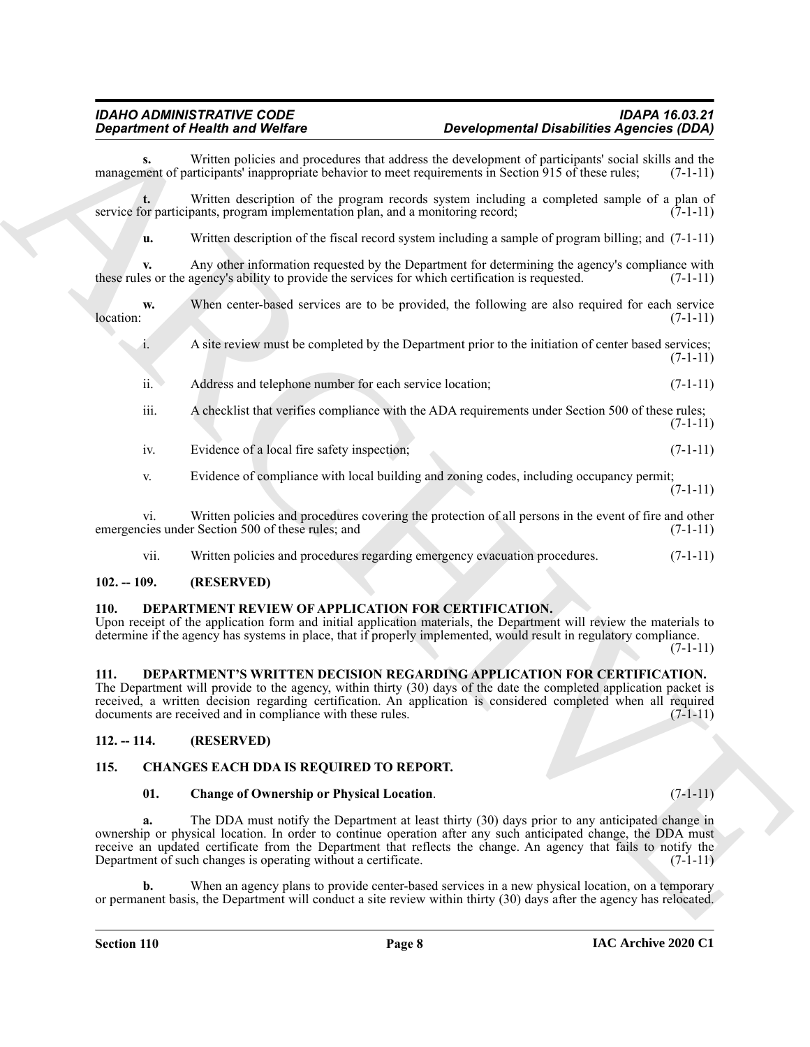**s.** Written policies and procedures that address the development of participants' social skills and the management of participants' inappropriate behavior to meet requirements in Section 915 of these rules; (7-1-11)

**t.** Written description of the program records system including a completed sample of a plan of service for participants, program implementation plan, and a monitoring record; (7-1-11)

**u.** Written description of the fiscal record system including a sample of program billing; and (7-1-11)

**v.** Any other information requested by the Department for determining the agency's compliance with these rules or the agency's ability to provide the services for which certification is requested. (7-1-11)

**w.** When center-based services are to be provided, the following are also required for each service location: (7-1-11)

i. A site review must be completed by the Department prior to the initiation of center based services; (7-1-11)

ii. Address and telephone number for each service location; (7-1-11)

iii. A checklist that verifies compliance with the ADA requirements under Section 500 of these rules; (7-1-11)

iv. Evidence of a local fire safety inspection; (7-1-11)

v. Evidence of compliance with local building and zoning codes, including occupancy permit; (7-1-11)

vi. Written policies and procedures covering the protection of all persons in the event of fire and other emergencies under Section 500 of these rules; and (7-1-11)

vii. Written policies and procedures regarding emergency evacuation procedures. (7-1-11)

## 102. -- 109. (RESERVED)

## 110. DEPARTMENT REVIEW OF APPLICATION FOR CERTIFICATION.

Upon receipt of the application form and initial application materials, the Department will review the materials to determine if the agency has systems in place, that if properly implemented, would result in regulatory compliance. (7-1-11)

## 111. DEPARTMENT'S WRITTEN DECISION REGARDING APPLICATION FOR CERTIFICATION.

The Department will provide to the agency, within thirty (30) days of the date the completed application packet is received, a written decision regarding certification. An application is considered completed when all required documents are received and in compliance with these rules. (7-1-11)

## 112. -- 114. (RESERVED)

## 115. CHANGES EACH DDA IS REQUIRED TO REPORT.

**01. Change of Ownership or Physical Location**. (7-1-11)

**a.** The DDA must notify the Department at least thirty (30) days prior to any anticipated change in ownership or physical location. In order to continue operation after any such anticipated change, the DDA must receive an updated certificate from the Department that reflects the change. An agency that fails to notify the Department of such changes is operating without a certificate. (7-1-11)

**b.** When an agency plans to provide center-based services in a new physical location, on a temporary or permanent basis, the Department will conduct a site review within thirty (30) days after the agency has relocated.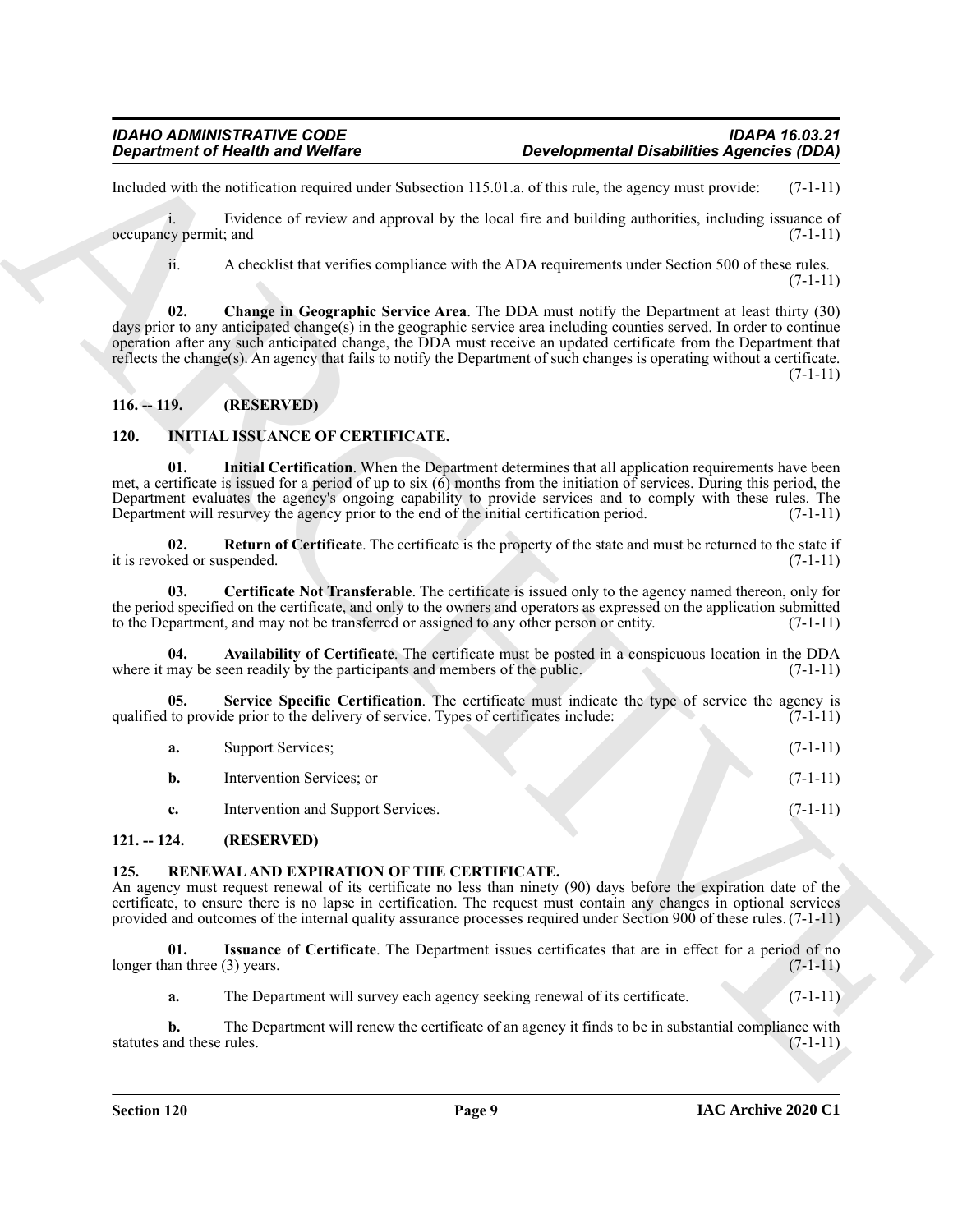Included with the notification required under Subsection 115.01.a. of this rule, the agency must provide: (7-1-11)

i. Evidence of review and approval by the local fire and building authorities, including issuance of occupancy permit; and (7-1-11)

ii. A checklist that verifies compliance with the ADA requirements under Section 500 of these rules. (7-1-11)

**02. Change in Geographic Service Area**. The DDA must notify the Department at least thirty (30) days prior to any anticipated change(s) in the geographic service area including counties served. In order to continue operation after any such anticipated change, the DDA must receive an updated certificate from the Department that reflects the change(s). An agency that fails to notify the Department of such changes is operating without a certificate. (7-1-11)

## 116. -- 119. (RESERVED)

## 120. INITIAL ISSUANCE OF CERTIFICATE.

**01. Initial Certification**. When the Department determines that all application requirements have been met, a certificate is issued for a period of up to six (6) months from the initiation of services. During this period, the Department evaluates the agency's ongoing capability to provide services and to comply with these rules. The Department will resurvey the agency prior to the end of the initial certification period. (7-1-11)

**02. Return of Certificate**. The certificate is the property of the state and must be returned to the state if it is revoked or suspended. (7-1-11)

**03. Certificate Not Transferable**. The certificate is issued only to the agency named thereon, only for the period specified on the certificate, and only to the owners and operators as expressed on the application submitted to the Department, and may not be transferred or assigned to any other person or entity. (7-1-11)

**04. Availability of Certificate**. The certificate must be posted in a conspicuous location in the DDA where it may be seen readily by the participants and members of the public. (7-1-11)

**05. Service Specific Certification**. The certificate must indicate the type of service the agency is qualified to provide prior to the delivery of service. Types of certificates include: (7-1-11)

**a.** Support Services; (7-1-11)

**b.** Intervention Services; or (7-1-11)

**c.** Intervention and Support Services. (7-1-11)

## 121. -- 124. (RESERVED)

## 125. RENEWAL AND EXPIRATION OF THE CERTIFICATE.

An agency must request renewal of its certificate no less than ninety (90) days before the expiration date of the certificate, to ensure there is no lapse in certification. The request must contain any changes in optional services provided and outcomes of the internal quality assurance processes required under Section 900 of these rules. (7-1-11)

**01. Issuance of Certificate**. The Department issues certificates that are in effect for a period of no longer than three (3) years. (7-1-11)

**a.** The Department will survey each agency seeking renewal of its certificate. (7-1-11)

**b.** The Department will renew the certificate of an agency it finds to be in substantial compliance with statutes and these rules. (7-1-11)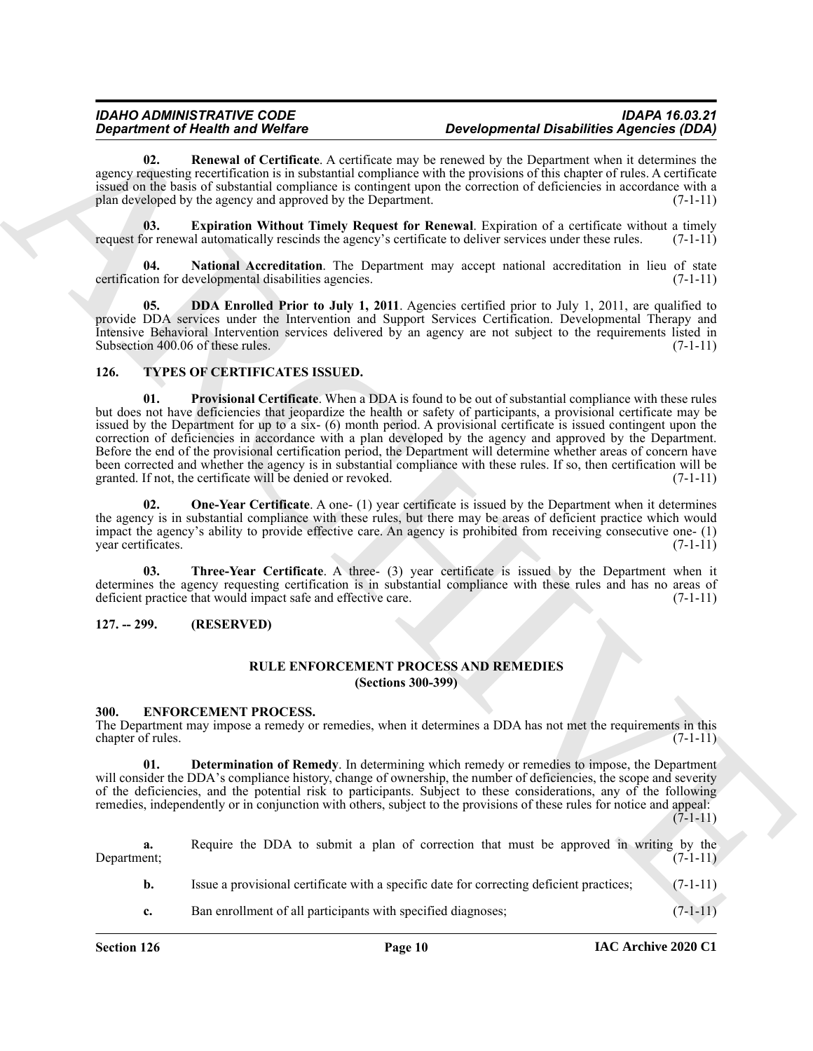**02. Renewal of Certificate**. A certificate may be renewed by the Department when it determines the agency requesting recertification is in substantial compliance with the provisions of this chapter of rules. A certificate issued on the basis of substantial compliance is contingent upon the correction of deficiencies in accordance with a plan developed by the agency and approved by the Department. (7-1-11)

**03. Expiration Without Timely Request for Renewal**. Expiration of a certificate without a timely request for renewal automatically rescinds the agency's certificate to deliver services under these rules. (7-1-11)

**04. National Accreditation**. The Department may accept national accreditation in lieu of state certification for developmental disabilities agencies. (7-1-11)

**05. DDA Enrolled Prior to July 1, 2011**. Agencies certified prior to July 1, 2011, are qualified to provide DDA services under the Intervention and Support Services Certification. Developmental Therapy and Intensive Behavioral Intervention services delivered by an agency are not subject to the requirements listed in Subsection 400.06 of these rules. (7-1-11)

## 126. TYPES OF CERTIFICATES ISSUED.

**01. Provisional Certificate**. When a DDA is found to be out of substantial compliance with these rules but does not have deficiencies that jeopardize the health or safety of participants, a provisional certificate may be issued by the Department for up to a six- (6) month period. A provisional certificate is issued contingent upon the correction of deficiencies in accordance with a plan developed by the agency and approved by the Department. Before the end of the provisional certification period, the Department will determine whether areas of concern have been corrected and whether the agency is in substantial compliance with these rules. If so, then certification will be granted. If not, the certificate will be denied or revoked. (7-1-11)

**02. One-Year Certificate**. A one- (1) year certificate is issued by the Department when it determines the agency is in substantial compliance with these rules, but there may be areas of deficient practice which would impact the agency's ability to provide effective care. An agency is prohibited from receiving consecutive one- (1) year certificates. (7-1-11)

**03. Three-Year Certificate**. A three- (3) year certificate is issued by the Department when it determines the agency requesting certification is in substantial compliance with these rules and has no areas of deficient practice that would impact safe and effective care. (7-1-11)

## 127. -- 299. (RESERVED)

## RULE ENFORCEMENT PROCESS AND REMEDIES (Sections 300-399)

## 300. ENFORCEMENT PROCESS.

The Department may impose a remedy or remedies, when it determines a DDA has not met the requirements in this chapter of rules. (7-1-11)

**01. Determination of Remedy**. In determining which remedy or remedies to impose, the Department will consider the DDA's compliance history, change of ownership, the number of deficiencies, the scope and severity of the deficiencies, and the potential risk to participants. Subject to these considerations, any of the following remedies, independently or in conjunction with others, subject to the provisions of these rules for notice and appeal: (7-1-11)

**a.** Require the DDA to submit a plan of correction that must be approved in writing by the Department; (7-1-11)

**b.** Issue a provisional certificate with a specific date for correcting deficient practices; (7-1-11)

**c.** Ban enrollment of all participants with specified diagnoses; (7-1-11)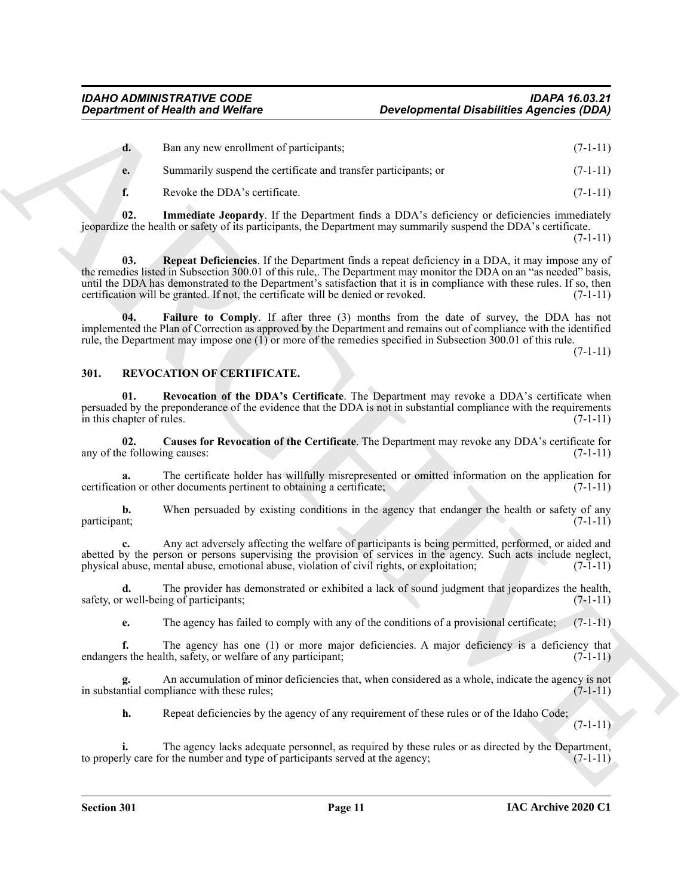**d.** Ban any new enrollment of participants; (7-1-11)

**e.** Summarily suspend the certificate and transfer participants; or (7-1-11)

**f.** Revoke the DDA's certificate. (7-1-11)

**02. Immediate Jeopardy**. If the Department finds a DDA's deficiency or deficiencies immediately jeopardize the health or safety of its participants, the Department may summarily suspend the DDA's certificate. (7-1-11)

**03. Repeat Deficiencies**. If the Department finds a repeat deficiency in a DDA, it may impose any of the remedies listed in Subsection 300.01 of this rule,. The Department may monitor the DDA on an "as needed" basis, until the DDA has demonstrated to the Department's satisfaction that it is in compliance with these rules. If so, then certification will be granted. If not, the certificate will be denied or revoked. (7-1-11)

**04. Failure to Comply**. If after three (3) months from the date of survey, the DDA has not implemented the Plan of Correction as approved by the Department and remains out of compliance with the identified rule, the Department may impose one (1) or more of the remedies specified in Subsection 300.01 of this rule. (7-1-11)

## 301. REVOCATION OF CERTIFICATE.

**01. Revocation of the DDA's Certificate**. The Department may revoke a DDA's certificate when persuaded by the preponderance of the evidence that the DDA is not in substantial compliance with the requirements in this chapter of rules. (7-1-11)

**02. Causes for Revocation of the Certificate**. The Department may revoke any DDA's certificate for any of the following causes: (7-1-11)

**a.** The certificate holder has willfully misrepresented or omitted information on the application for certification or other documents pertinent to obtaining a certificate; (7-1-11)

**b.** When persuaded by existing conditions in the agency that endanger the health or safety of any participant; (7-1-11)

**c.** Any act adversely affecting the welfare of participants is being permitted, performed, or aided and abetted by the person or persons supervising the provision of services in the agency. Such acts include neglect, physical abuse, mental abuse, emotional abuse, violation of civil rights, or exploitation; (7-1-11)

**d.** The provider has demonstrated or exhibited a lack of sound judgment that jeopardizes the health, safety, or well-being of participants; (7-1-11)

**e.** The agency has failed to comply with any of the conditions of a provisional certificate; (7-1-11)

**f.** The agency has one (1) or more major deficiencies. A major deficiency is a deficiency that endangers the health, safety, or welfare of any participant; (7-1-11)

**g.** An accumulation of minor deficiencies that, when considered as a whole, indicate the agency is not in substantial compliance with these rules; (7-1-11)

**h.** Repeat deficiencies by the agency of any requirement of these rules or of the Idaho Code; (7-1-11)

**i.** The agency lacks adequate personnel, as required by these rules or as directed by the Department, to properly care for the number and type of participants served at the agency; (7-1-11)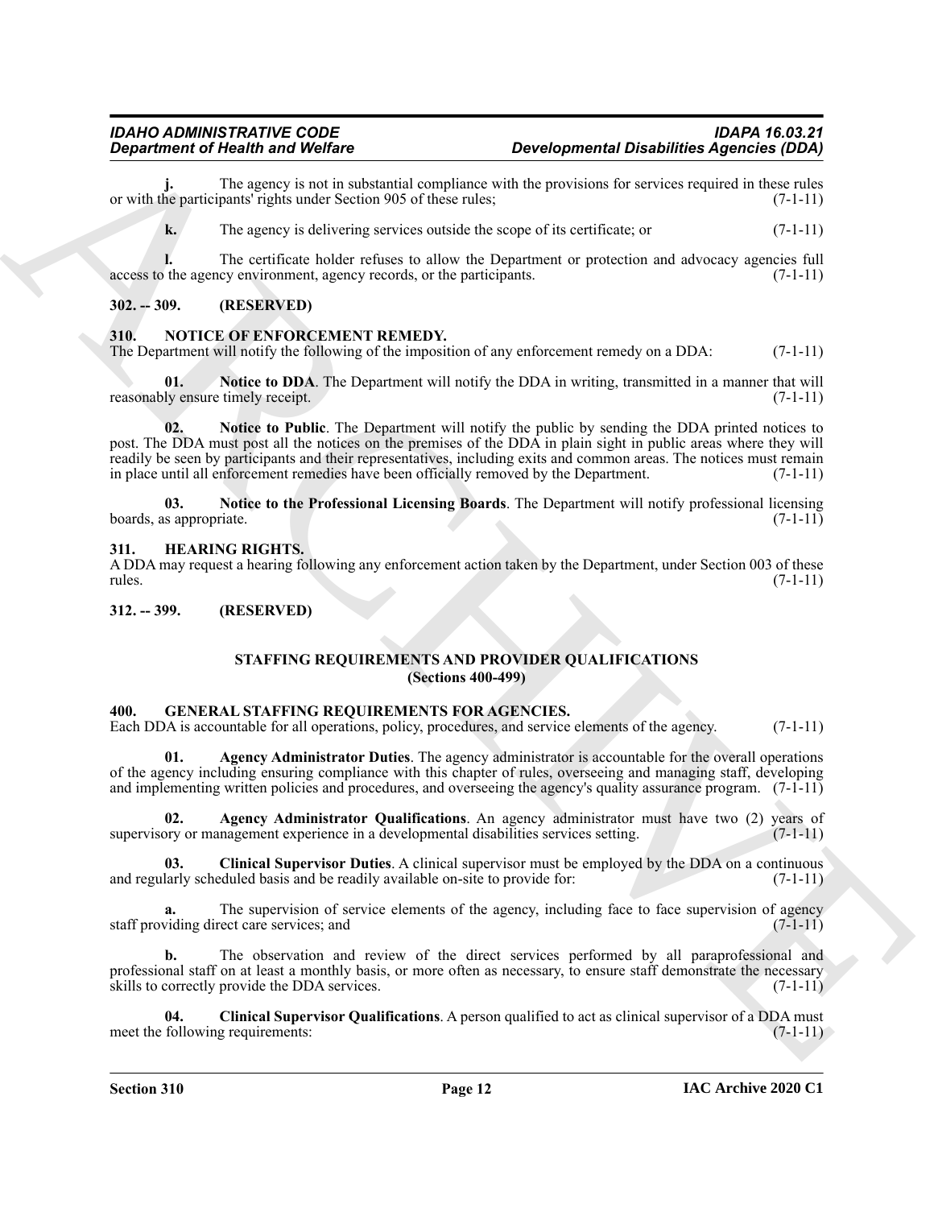**j.** The agency is not in substantial compliance with the provisions for services required in these rules or with the participants' rights under Section 905 of these rules; (7-1-11)

**k.** The agency is delivering services outside the scope of its certificate; or (7-1-11)

**l.** The certificate holder refuses to allow the Department or protection and advocacy agencies full access to the agency environment, agency records, or the participants. (7-1-11)

## 302. -- 309. (RESERVED)

## 310. NOTICE OF ENFORCEMENT REMEDY.

The Department will notify the following of the imposition of any enforcement remedy on a DDA: (7-1-11)

**01. Notice to DDA**. The Department will notify the DDA in writing, transmitted in a manner that will reasonably ensure timely receipt. (7-1-11)

**02. Notice to Public**. The Department will notify the public by sending the DDA printed notices to post. The DDA must post all the notices on the premises of the DDA in plain sight in public areas where they will readily be seen by participants and their representatives, including exits and common areas. The notices must remain in place until all enforcement remedies have been officially removed by the Department. (7-1-11)

**03. Notice to the Professional Licensing Boards**. The Department will notify professional licensing boards, as appropriate. (7-1-11)

## 311. HEARING RIGHTS.

A DDA may request a hearing following any enforcement action taken by the Department, under Section 003 of these rules. (7-1-11)

## 312. -- 399. (RESERVED)

## STAFFING REQUIREMENTS AND PROVIDER QUALIFICATIONS (Sections 400-499)

## 400. GENERAL STAFFING REQUIREMENTS FOR AGENCIES.

Each DDA is accountable for all operations, policy, procedures, and service elements of the agency. (7-1-11)

**01. Agency Administrator Duties**. The agency administrator is accountable for the overall operations of the agency including ensuring compliance with this chapter of rules, overseeing and managing staff, developing and implementing written policies and procedures, and overseeing the agency's quality assurance program. (7-1-11)

**02. Agency Administrator Qualifications**. An agency administrator must have two (2) years of supervisory or management experience in a developmental disabilities services setting. (7-1-11)

**03. Clinical Supervisor Duties**. A clinical supervisor must be employed by the DDA on a continuous and regularly scheduled basis and be readily available on-site to provide for: (7-1-11)

**a.** The supervision of service elements of the agency, including face to face supervision of agency staff providing direct care services; and (7-1-11)

**b.** The observation and review of the direct services performed by all paraprofessional and professional staff on at least a monthly basis, or more often as necessary, to ensure staff demonstrate the necessary skills to correctly provide the DDA services. (7-1-11)

**04. Clinical Supervisor Qualifications**. A person qualified to act as clinical supervisor of a DDA must meet the following requirements: (7-1-11)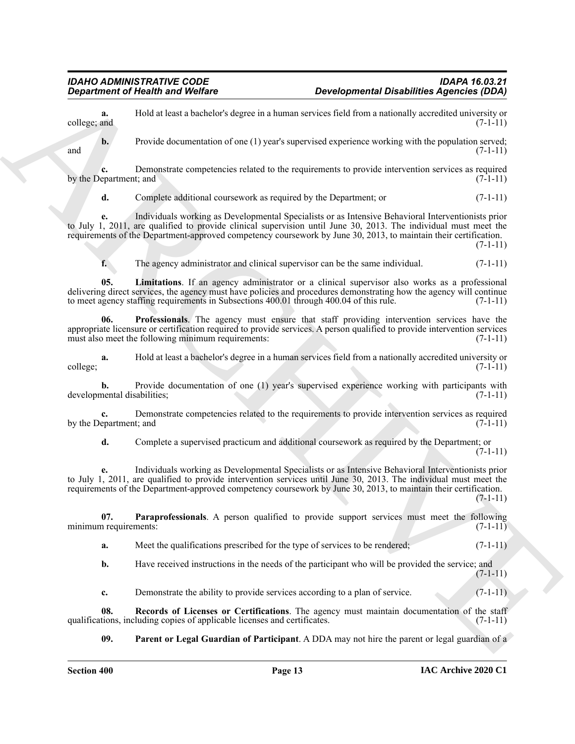**a.** Hold at least a bachelor's degree in a human services field from a nationally accredited university or college; and (7-1-11)

**b.** Provide documentation of one (1) year's supervised experience working with the population served; and (7-1-11)

**c.** Demonstrate competencies related to the requirements to provide intervention services as required by the Department; and (7-1-11)

**d.** Complete additional coursework as required by the Department; or (7-1-11)

**e.** Individuals working as Developmental Specialists or as Intensive Behavioral Interventionists prior to July 1, 2011, are qualified to provide clinical supervision until June 30, 2013. The individual must meet the requirements of the Department-approved competency coursework by June 30, 2013, to maintain their certification. (7-1-11)

**f.** The agency administrator and clinical supervisor can be the same individual. (7-1-11)

**05. Limitations**. If an agency administrator or a clinical supervisor also works as a professional delivering direct services, the agency must have policies and procedures demonstrating how the agency will continue to meet agency staffing requirements in Subsections 400.01 through 400.04 of this rule. (7-1-11)

**06. Professionals**. The agency must ensure that staff providing intervention services have the appropriate licensure or certification required to provide services. A person qualified to provide intervention services must also meet the following minimum requirements: (7-1-11)

**a.** Hold at least a bachelor's degree in a human services field from a nationally accredited university or college; (7-1-11)

**b.** Provide documentation of one (1) year's supervised experience working with participants with developmental disabilities; (7-1-11)

**c.** Demonstrate competencies related to the requirements to provide intervention services as required by the Department; and (7-1-11)

**d.** Complete a supervised practicum and additional coursework as required by the Department; or (7-1-11)

**e.** Individuals working as Developmental Specialists or as Intensive Behavioral Interventionists prior to July 1, 2011, are qualified to provide intervention services until June 30, 2013. The individual must meet the requirements of the Department-approved competency coursework by June 30, 2013, to maintain their certification. (7-1-11)

**07. Paraprofessionals**. A person qualified to provide support services must meet the following minimum requirements: (7-1-11)

**a.** Meet the qualifications prescribed for the type of services to be rendered; (7-1-11)

**b.** Have received instructions in the needs of the participant who will be provided the service; and (7-1-11)

**c.** Demonstrate the ability to provide services according to a plan of service. (7-1-11)

**08. Records of Licenses or Certifications**. The agency must maintain documentation of the staff qualifications, including copies of applicable licenses and certificates. (7-1-11)

**09. Parent or Legal Guardian of Participant**. A DDA may not hire the parent or legal guardian of a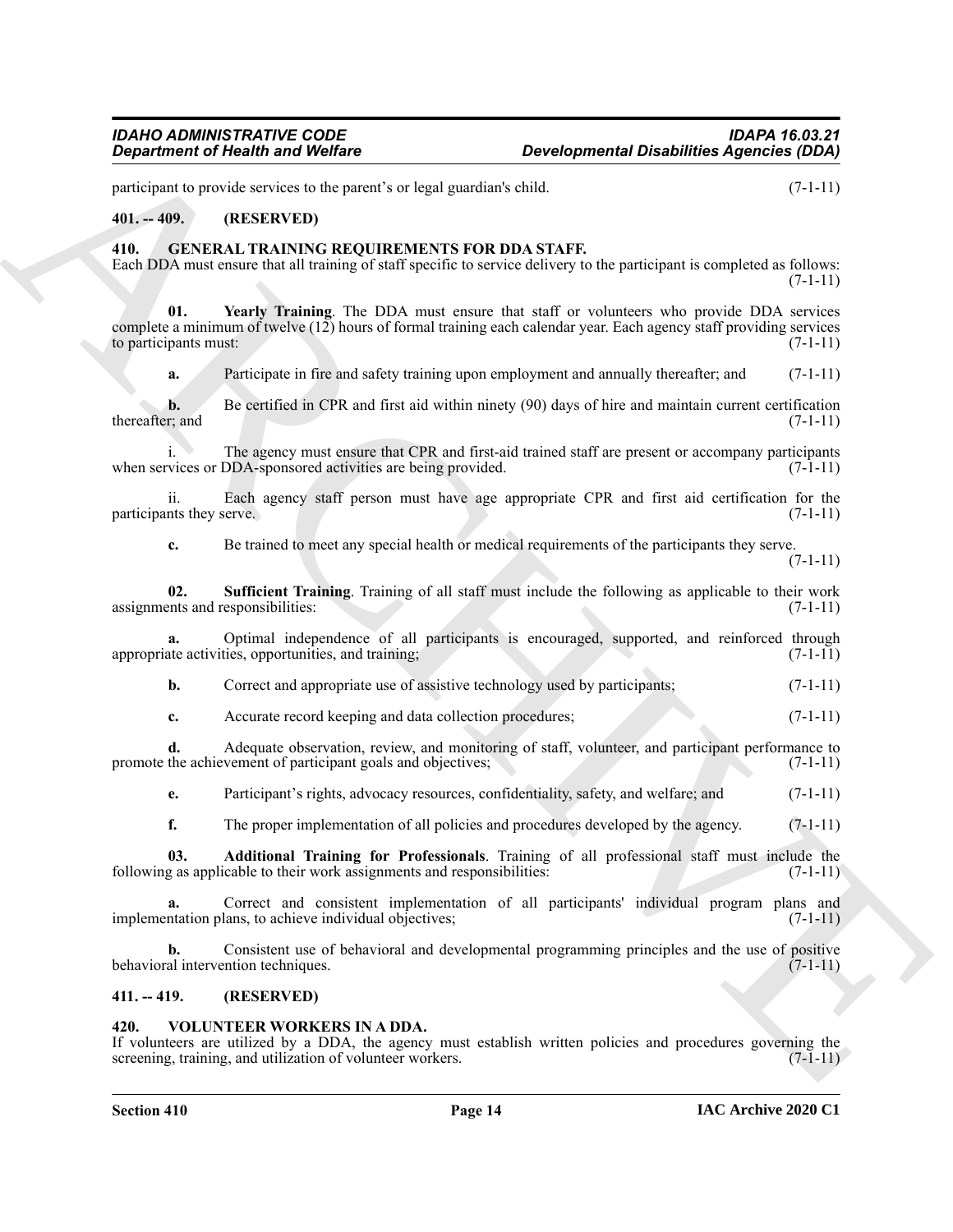participant to provide services to the parent's or legal guardian's child. (7-1-11)

## 401. -- 409. (RESERVED)

## 410. GENERAL TRAINING REQUIREMENTS FOR DDA STAFF.

Each DDA must ensure that all training of staff specific to service delivery to the participant is completed as follows: (7-1-11)

**01. Yearly Training**. The DDA must ensure that staff or volunteers who provide DDA services complete a minimum of twelve (12) hours of formal training each calendar year. Each agency staff providing services to participants must: (7-1-11)

**a.** Participate in fire and safety training upon employment and annually thereafter; and (7-1-11)

**b.** Be certified in CPR and first aid within ninety (90) days of hire and maintain current certification thereafter; and (7-1-11)

i. The agency must ensure that CPR and first-aid trained staff are present or accompany participants when services or DDA-sponsored activities are being provided. (7-1-11)

ii. Each agency staff person must have age appropriate CPR and first aid certification for the participants they serve. (7-1-11)

**c.** Be trained to meet any special health or medical requirements of the participants they serve. (7-1-11)

**02. Sufficient Training**. Training of all staff must include the following as applicable to their work assignments and responsibilities: (7-1-11)

**a.** Optimal independence of all participants is encouraged, supported, and reinforced through appropriate activities, opportunities, and training; (7-1-11)

**b.** Correct and appropriate use of assistive technology used by participants; (7-1-11)

**c.** Accurate record keeping and data collection procedures; (7-1-11)

**d.** Adequate observation, review, and monitoring of staff, volunteer, and participant performance to promote the achievement of participant goals and objectives; (7-1-11)

**e.** Participant's rights, advocacy resources, confidentiality, safety, and welfare; and (7-1-11)

**f.** The proper implementation of all policies and procedures developed by the agency. (7-1-11)

**03. Additional Training for Professionals**. Training of all professional staff must include the following as applicable to their work assignments and responsibilities: (7-1-11)

**a.** Correct and consistent implementation of all participants' individual program plans and implementation plans, to achieve individual objectives; (7-1-11)

**b.** Consistent use of behavioral and developmental programming principles and the use of positive behavioral intervention techniques. (7-1-11)

## 411. -- 419. (RESERVED)

## 420. VOLUNTEER WORKERS IN A DDA.

If volunteers are utilized by a DDA, the agency must establish written policies and procedures governing the screening, training, and utilization of volunteer workers. (7-1-11)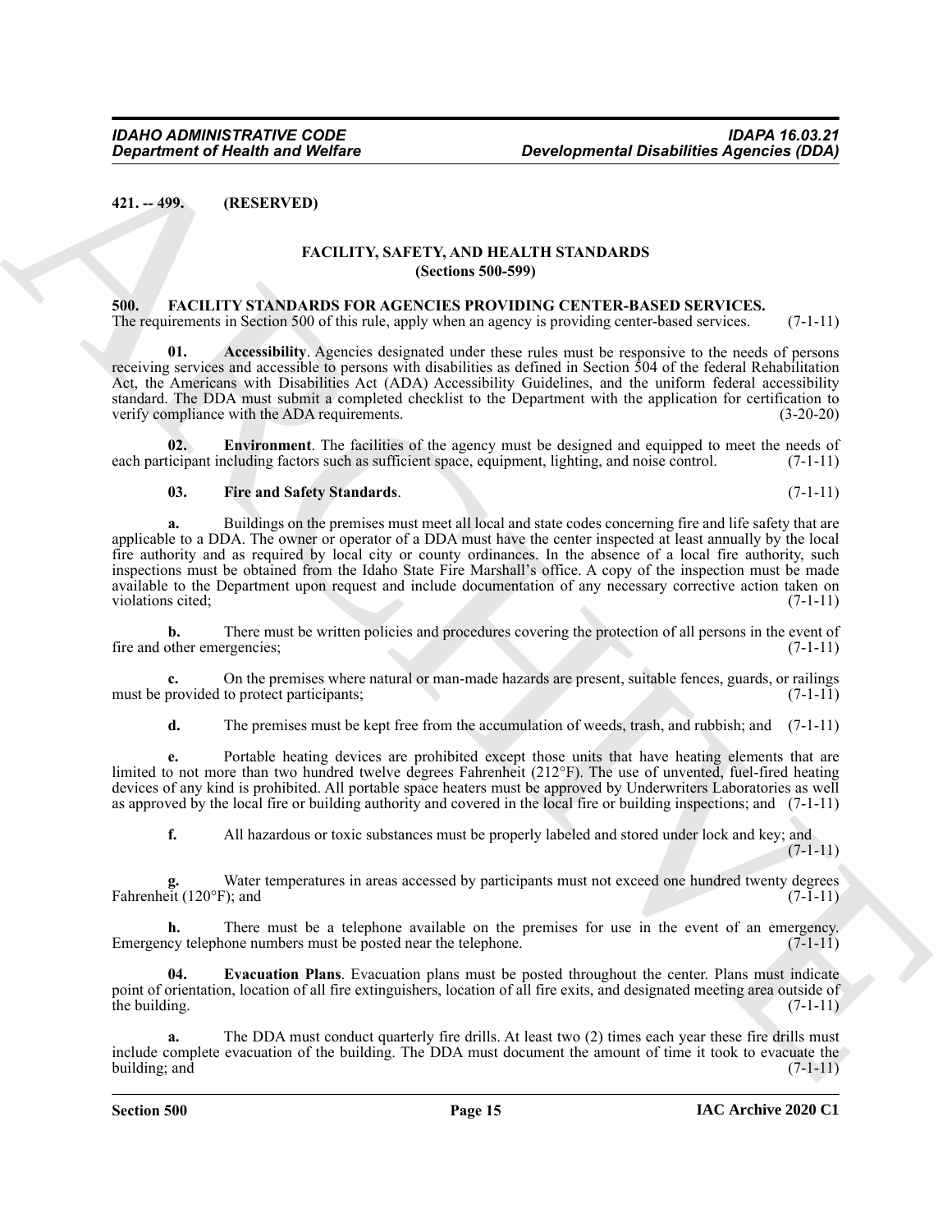**421. -- 499. (RESERVED)**

## FACILITY, SAFETY, AND HEALTH STANDARDS
**(Sections 500-599)**

**500. FACILITY STANDARDS FOR AGENCIES PROVIDING CENTER-BASED SERVICES.**

The requirements in Section 500 of this rule, apply when an agency is providing center-based services. (7-1-11)

**01. Accessibility**. Agencies designated under these rules must be responsive to the needs of persons receiving services and accessible to persons with disabilities as defined in Section 504 of the federal Rehabilitation Act, the Americans with Disabilities Act (ADA) Accessibility Guidelines, and the uniform federal accessibility standard. The DDA must submit a completed checklist to the Department with the application for certification to verify compliance with the ADA requirements. (3-20-20)

**02. Environment**. The facilities of the agency must be designed and equipped to meet the needs of each participant including factors such as sufficient space, equipment, lighting, and noise control. (7-1-11)

**03. Fire and Safety Standards**. (7-1-11)

**a.** Buildings on the premises must meet all local and state codes concerning fire and life safety that are applicable to a DDA. The owner or operator of a DDA must have the center inspected at least annually by the local fire authority and as required by local city or county ordinances. In the absence of a local fire authority, such inspections must be obtained from the Idaho State Fire Marshall's office. A copy of the inspection must be made available to the Department upon request and include documentation of any necessary corrective action taken on violations cited; (7-1-11)

**b.** There must be written policies and procedures covering the protection of all persons in the event of fire and other emergencies; (7-1-11)

**c.** On the premises where natural or man-made hazards are present, suitable fences, guards, or railings must be provided to protect participants; (7-1-11)

**d.** The premises must be kept free from the accumulation of weeds, trash, and rubbish; and (7-1-11)

**e.** Portable heating devices are prohibited except those units that have heating elements that are limited to not more than two hundred twelve degrees Fahrenheit (212°F). The use of unvented, fuel-fired heating devices of any kind is prohibited. All portable space heaters must be approved by Underwriters Laboratories as well as approved by the local fire or building authority and covered in the local fire or building inspections; and (7-1-11)

**f.** All hazardous or toxic substances must be properly labeled and stored under lock and key; and (7-1-11)

**g.** Water temperatures in areas accessed by participants must not exceed one hundred twenty degrees Fahrenheit (120°F); and (7-1-11)

**h.** There must be a telephone available on the premises for use in the event of an emergency. Emergency telephone numbers must be posted near the telephone. (7-1-11)

**04. Evacuation Plans**. Evacuation plans must be posted throughout the center. Plans must indicate point of orientation, location of all fire extinguishers, location of all fire exits, and designated meeting area outside of the building. (7-1-11)

**a.** The DDA must conduct quarterly fire drills. At least two (2) times each year these fire drills must include complete evacuation of the building. The DDA must document the amount of time it took to evacuate the building; and (7-1-11)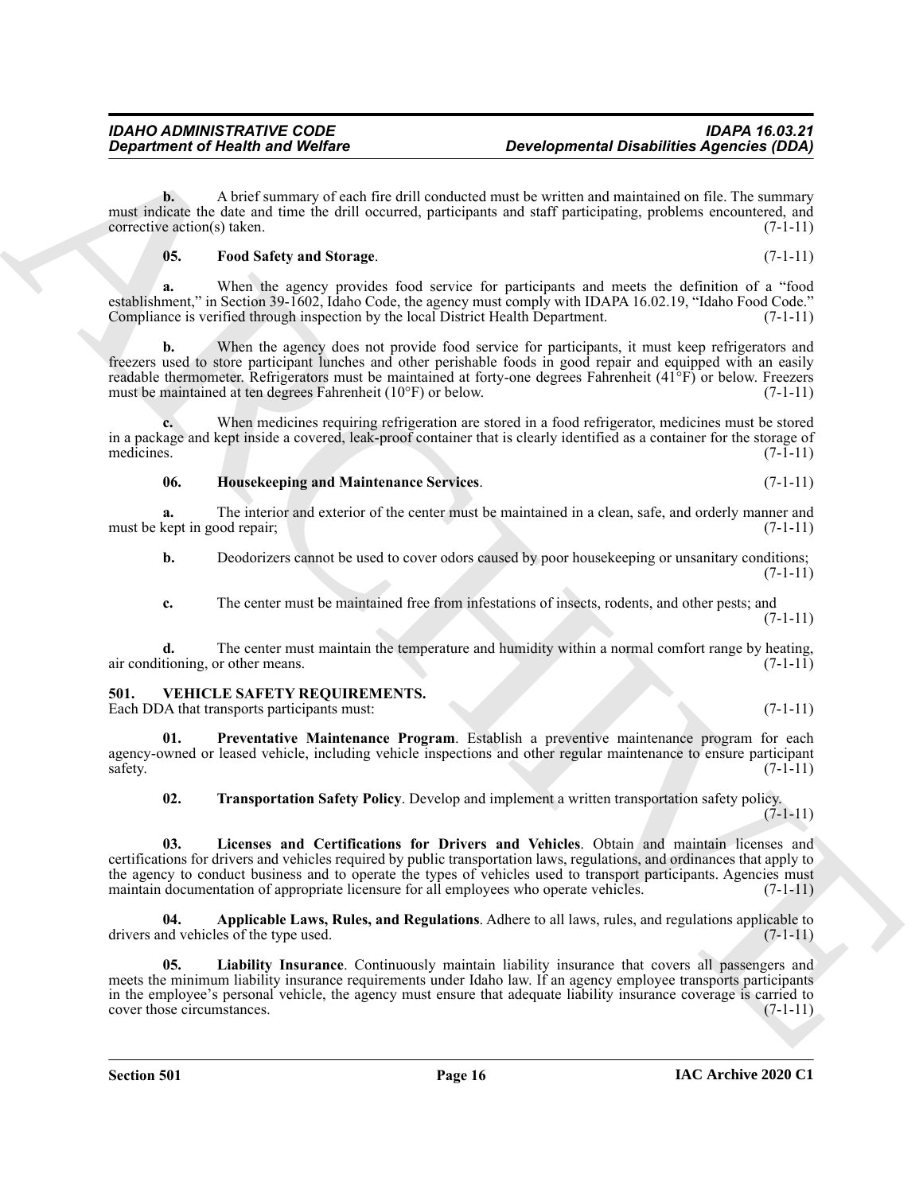**b.** A brief summary of each fire drill conducted must be written and maintained on file. The summary must indicate the date and time the drill occurred, participants and staff participating, problems encountered, and corrective action(s) taken. (7-1-11)

**05. Food Safety and Storage**. (7-1-11)

**a.** When the agency provides food service for participants and meets the definition of a "food establishment," in Section 39-1602, Idaho Code, the agency must comply with IDAPA 16.02.19, "Idaho Food Code." Compliance is verified through inspection by the local District Health Department. (7-1-11)

**b.** When the agency does not provide food service for participants, it must keep refrigerators and freezers used to store participant lunches and other perishable foods in good repair and equipped with an easily readable thermometer. Refrigerators must be maintained at forty-one degrees Fahrenheit (41°F) or below. Freezers must be maintained at ten degrees Fahrenheit (10°F) or below. (7-1-11)

**c.** When medicines requiring refrigeration are stored in a food refrigerator, medicines must be stored in a package and kept inside a covered, leak-proof container that is clearly identified as a container for the storage of medicines. (7-1-11)

**06. Housekeeping and Maintenance Services**. (7-1-11)

**a.** The interior and exterior of the center must be maintained in a clean, safe, and orderly manner and must be kept in good repair; (7-1-11)

**b.** Deodorizers cannot be used to cover odors caused by poor housekeeping or unsanitary conditions; (7-1-11)

**c.** The center must be maintained free from infestations of insects, rodents, and other pests; and (7-1-11)

**d.** The center must maintain the temperature and humidity within a normal comfort range by heating, air conditioning, or other means. (7-1-11)

## 501. VEHICLE SAFETY REQUIREMENTS.

Each DDA that transports participants must: (7-1-11)

**01. Preventative Maintenance Program**. Establish a preventive maintenance program for each agency-owned or leased vehicle, including vehicle inspections and other regular maintenance to ensure participant safety. (7-1-11)

**02. Transportation Safety Policy**. Develop and implement a written transportation safety policy. (7-1-11)

**03. Licenses and Certifications for Drivers and Vehicles**. Obtain and maintain licenses and certifications for drivers and vehicles required by public transportation laws, regulations, and ordinances that apply to the agency to conduct business and to operate the types of vehicles used to transport participants. Agencies must maintain documentation of appropriate licensure for all employees who operate vehicles. (7-1-11)

**04. Applicable Laws, Rules, and Regulations**. Adhere to all laws, rules, and regulations applicable to drivers and vehicles of the type used. (7-1-11)

**05. Liability Insurance**. Continuously maintain liability insurance that covers all passengers and meets the minimum liability insurance requirements under Idaho law. If an agency employee transports participants in the employee's personal vehicle, the agency must ensure that adequate liability insurance coverage is carried to cover those circumstances. (7-1-11)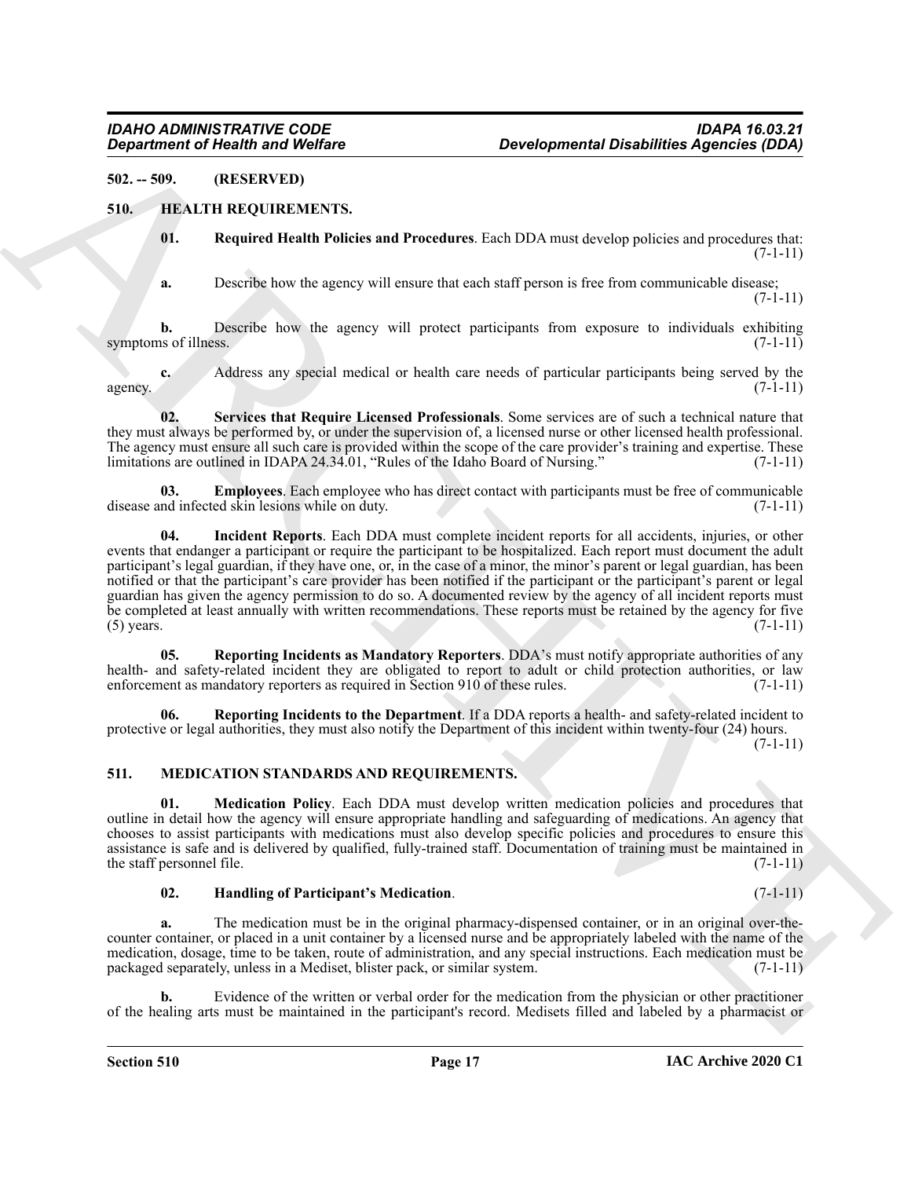## 502. -- 509. (RESERVED)

## 510. HEALTH REQUIREMENTS.

**01. Required Health Policies and Procedures**. Each DDA must develop policies and procedures that: (7-1-11)

**a.** Describe how the agency will ensure that each staff person is free from communicable disease; (7-1-11)

**b.** Describe how the agency will protect participants from exposure to individuals exhibiting symptoms of illness. (7-1-11)

**c.** Address any special medical or health care needs of particular participants being served by the agency. (7-1-11)

**02. Services that Require Licensed Professionals**. Some services are of such a technical nature that they must always be performed by, or under the supervision of, a licensed nurse or other licensed health professional. The agency must ensure all such care is provided within the scope of the care provider's training and expertise. These limitations are outlined in IDAPA 24.34.01, "Rules of the Idaho Board of Nursing." (7-1-11)

**03. Employees**. Each employee who has direct contact with participants must be free of communicable disease and infected skin lesions while on duty. (7-1-11)

**04. Incident Reports**. Each DDA must complete incident reports for all accidents, injuries, or other events that endanger a participant or require the participant to be hospitalized. Each report must document the adult participant's legal guardian, if they have one, or, in the case of a minor, the minor's parent or legal guardian, has been notified or that the participant's care provider has been notified if the participant or the participant's parent or legal guardian has given the agency permission to do so. A documented review by the agency of all incident reports must be completed at least annually with written recommendations. These reports must be retained by the agency for five (5) years. (7-1-11)

**05. Reporting Incidents as Mandatory Reporters**. DDA's must notify appropriate authorities of any health- and safety-related incident they are obligated to report to adult or child protection authorities, or law enforcement as mandatory reporters as required in Section 910 of these rules. (7-1-11)

**06. Reporting Incidents to the Department**. If a DDA reports a health- and safety-related incident to protective or legal authorities, they must also notify the Department of this incident within twenty-four (24) hours. (7-1-11)

## 511. MEDICATION STANDARDS AND REQUIREMENTS.

**01. Medication Policy**. Each DDA must develop written medication policies and procedures that outline in detail how the agency will ensure appropriate handling and safeguarding of medications. An agency that chooses to assist participants with medications must also develop specific policies and procedures to ensure this assistance is safe and is delivered by qualified, fully-trained staff. Documentation of training must be maintained in the staff personnel file. (7-1-11)

**02. Handling of Participant's Medication**. (7-1-11)

**a.** The medication must be in the original pharmacy-dispensed container, or in an original over-the-counter container, or placed in a unit container by a licensed nurse and be appropriately labeled with the name of the medication, dosage, time to be taken, route of administration, and any special instructions. Each medication must be packaged separately, unless in a Mediset, blister pack, or similar system. (7-1-11)

**b.** Evidence of the written or verbal order for the medication from the physician or other practitioner of the healing arts must be maintained in the participant's record. Medisets filled and labeled by a pharmacist or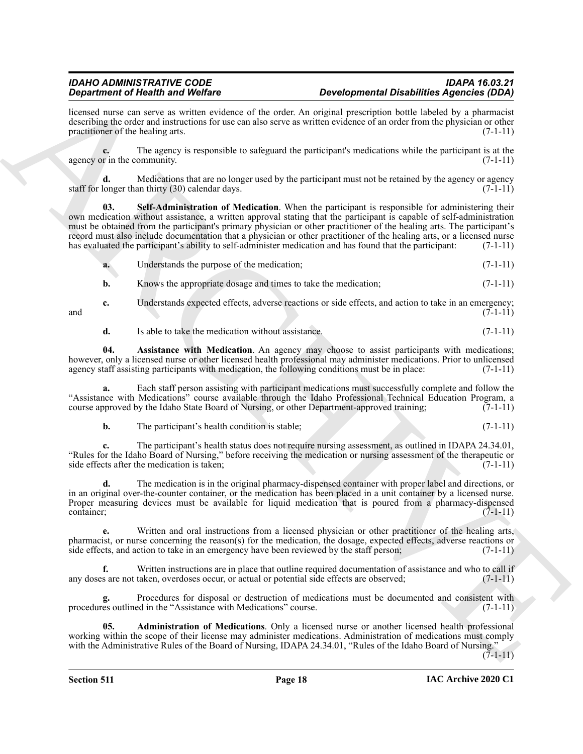licensed nurse can serve as written evidence of the order. An original prescription bottle labeled by a pharmacist describing the order and instructions for use can also serve as written evidence of an order from the physician or other practitioner of the healing arts. (7-1-11)

**c.** The agency is responsible to safeguard the participant's medications while the participant is at the agency or in the community. (7-1-11)

**d.** Medications that are no longer used by the participant must not be retained by the agency or agency staff for longer than thirty (30) calendar days. (7-1-11)

**03. Self-Administration of Medication**. When the participant is responsible for administering their own medication without assistance, a written approval stating that the participant is capable of self-administration must be obtained from the participant's primary physician or other practitioner of the healing arts. The participant's record must also include documentation that a physician or other practitioner of the healing arts, or a licensed nurse has evaluated the participant's ability to self-administer medication and has found that the participant: (7-1-11)

**a.** Understands the purpose of the medication; (7-1-11)

**b.** Knows the appropriate dosage and times to take the medication; (7-1-11)

**c.** Understands expected effects, adverse reactions or side effects, and action to take in an emergency; and (7-1-11)

**d.** Is able to take the medication without assistance. (7-1-11)

**04. Assistance with Medication**. An agency may choose to assist participants with medications; however, only a licensed nurse or other licensed health professional may administer medications. Prior to unlicensed agency staff assisting participants with medication, the following conditions must be in place: (7-1-11)

**a.** Each staff person assisting with participant medications must successfully complete and follow the "Assistance with Medications" course available through the Idaho Professional Technical Education Program, a course approved by the Idaho State Board of Nursing, or other Department-approved training; (7-1-11)

**b.** The participant's health condition is stable; (7-1-11)

**c.** The participant's health status does not require nursing assessment, as outlined in IDAPA 24.34.01, "Rules for the Idaho Board of Nursing," before receiving the medication or nursing assessment of the therapeutic or side effects after the medication is taken; (7-1-11)

**d.** The medication is in the original pharmacy-dispensed container with proper label and directions, or in an original over-the-counter container, or the medication has been placed in a unit container by a licensed nurse. Proper measuring devices must be available for liquid medication that is poured from a pharmacy-dispensed container; (7-1-11)

**e.** Written and oral instructions from a licensed physician or other practitioner of the healing arts, pharmacist, or nurse concerning the reason(s) for the medication, the dosage, expected effects, adverse reactions or side effects, and action to take in an emergency have been reviewed by the staff person; (7-1-11)

**f.** Written instructions are in place that outline required documentation of assistance and who to call if any doses are not taken, overdoses occur, or actual or potential side effects are observed; (7-1-11)

**g.** Procedures for disposal or destruction of medications must be documented and consistent with procedures outlined in the "Assistance with Medications" course. (7-1-11)

**05. Administration of Medications**. Only a licensed nurse or another licensed health professional working within the scope of their license may administer medications. Administration of medications must comply with the Administrative Rules of the Board of Nursing, IDAPA 24.34.01, "Rules of the Idaho Board of Nursing." (7-1-11)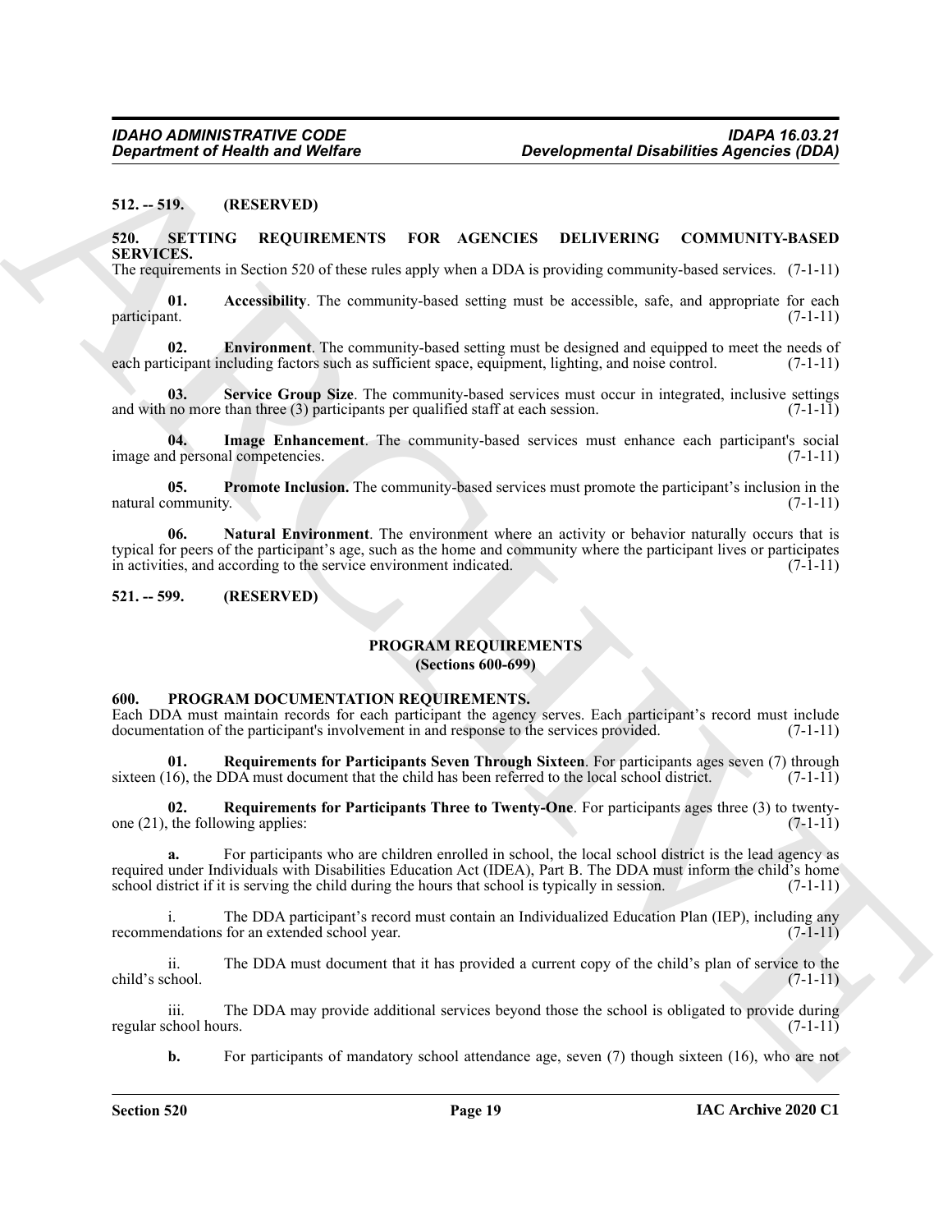**512. -- 519. (RESERVED)**

**520. SETTING REQUIREMENTS FOR AGENCIES DELIVERING COMMUNITY-BASED SERVICES.**

The requirements in Section 520 of these rules apply when a DDA is providing community-based services. (7-1-11)

**01. Accessibility**. The community-based setting must be accessible, safe, and appropriate for each participant. (7-1-11)

**02. Environment**. The community-based setting must be designed and equipped to meet the needs of each participant including factors such as sufficient space, equipment, lighting, and noise control. (7-1-11)

**03. Service Group Size**. The community-based services must occur in integrated, inclusive settings and with no more than three (3) participants per qualified staff at each session. (7-1-11)

**04. Image Enhancement**. The community-based services must enhance each participant's social image and personal competencies. (7-1-11)

**05. Promote Inclusion.** The community-based services must promote the participant's inclusion in the natural community. (7-1-11)

**06. Natural Environment**. The environment where an activity or behavior naturally occurs that is typical for peers of the participant's age, such as the home and community where the participant lives or participates in activities, and according to the service environment indicated. (7-1-11)

**521. -- 599. (RESERVED)**

**PROGRAM REQUIREMENTS**
**(Sections 600-699)**

**600. PROGRAM DOCUMENTATION REQUIREMENTS.**

Each DDA must maintain records for each participant the agency serves. Each participant's record must include documentation of the participant's involvement in and response to the services provided. (7-1-11)

**01. Requirements for Participants Seven Through Sixteen**. For participants ages seven (7) through sixteen (16), the DDA must document that the child has been referred to the local school district. (7-1-11)

**02. Requirements for Participants Three to Twenty-One**. For participants ages three (3) to twenty-one (21), the following applies: (7-1-11)

**a.** For participants who are children enrolled in school, the local school district is the lead agency as required under Individuals with Disabilities Education Act (IDEA), Part B. The DDA must inform the child's home school district if it is serving the child during the hours that school is typically in session. (7-1-11)

i. The DDA participant's record must contain an Individualized Education Plan (IEP), including any recommendations for an extended school year. (7-1-11)

ii. The DDA must document that it has provided a current copy of the child's plan of service to the child's school. (7-1-11)

iii. The DDA may provide additional services beyond those the school is obligated to provide during regular school hours. (7-1-11)

**b.** For participants of mandatory school attendance age, seven (7) though sixteen (16), who are not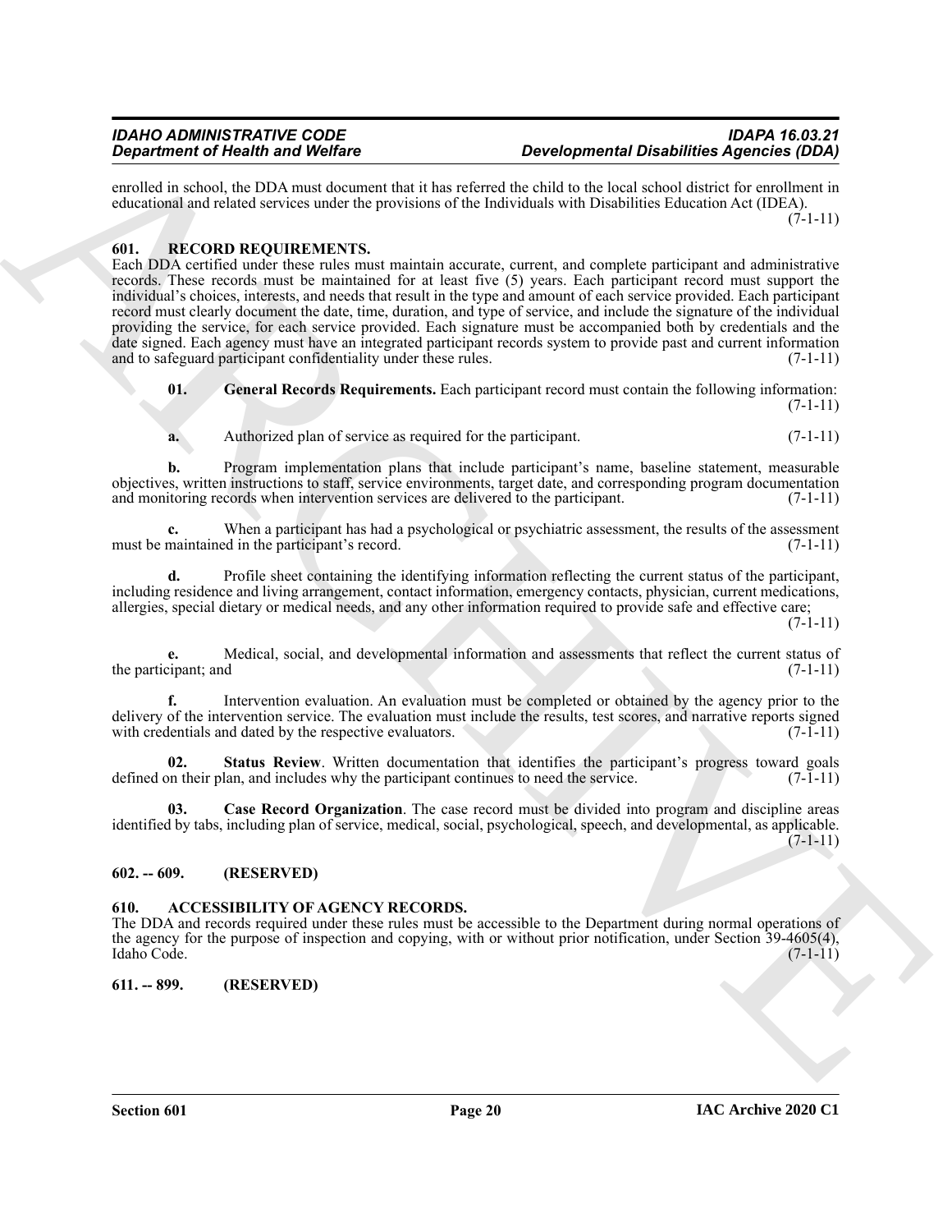enrolled in school, the DDA must document that it has referred the child to the local school district for enrollment in educational and related services under the provisions of the Individuals with Disabilities Education Act (IDEA). (7-1-11)

### 601. RECORD REQUIREMENTS.

Each DDA certified under these rules must maintain accurate, current, and complete participant and administrative records. These records must be maintained for at least five (5) years. Each participant record must support the individual's choices, interests, and needs that result in the type and amount of each service provided. Each participant record must clearly document the date, time, duration, and type of service, and include the signature of the individual providing the service, for each service provided. Each signature must be accompanied both by credentials and the date signed. Each agency must have an integrated participant records system to provide past and current information and to safeguard participant confidentiality under these rules. (7-1-11)

**01. General Records Requirements.** Each participant record must contain the following information: (7-1-11)

**a.** Authorized plan of service as required for the participant. (7-1-11)

**b.** Program implementation plans that include participant's name, baseline statement, measurable objectives, written instructions to staff, service environments, target date, and corresponding program documentation and monitoring records when intervention services are delivered to the participant. (7-1-11)

**c.** When a participant has had a psychological or psychiatric assessment, the results of the assessment must be maintained in the participant's record. (7-1-11)

**d.** Profile sheet containing the identifying information reflecting the current status of the participant, including residence and living arrangement, contact information, emergency contacts, physician, current medications, allergies, special dietary or medical needs, and any other information required to provide safe and effective care; (7-1-11)

**e.** Medical, social, and developmental information and assessments that reflect the current status of the participant; and (7-1-11)

**f.** Intervention evaluation. An evaluation must be completed or obtained by the agency prior to the delivery of the intervention service. The evaluation must include the results, test scores, and narrative reports signed with credentials and dated by the respective evaluators. (7-1-11)

**02. Status Review**. Written documentation that identifies the participant's progress toward goals defined on their plan, and includes why the participant continues to need the service. (7-1-11)

**03. Case Record Organization**. The case record must be divided into program and discipline areas identified by tabs, including plan of service, medical, social, psychological, speech, and developmental, as applicable. (7-1-11)

### 602. -- 609. (RESERVED)

### 610. ACCESSIBILITY OF AGENCY RECORDS.

The DDA and records required under these rules must be accessible to the Department during normal operations of the agency for the purpose of inspection and copying, with or without prior notification, under Section 39-4605(4), Idaho Code. (7-1-11)

### 611. -- 899. (RESERVED)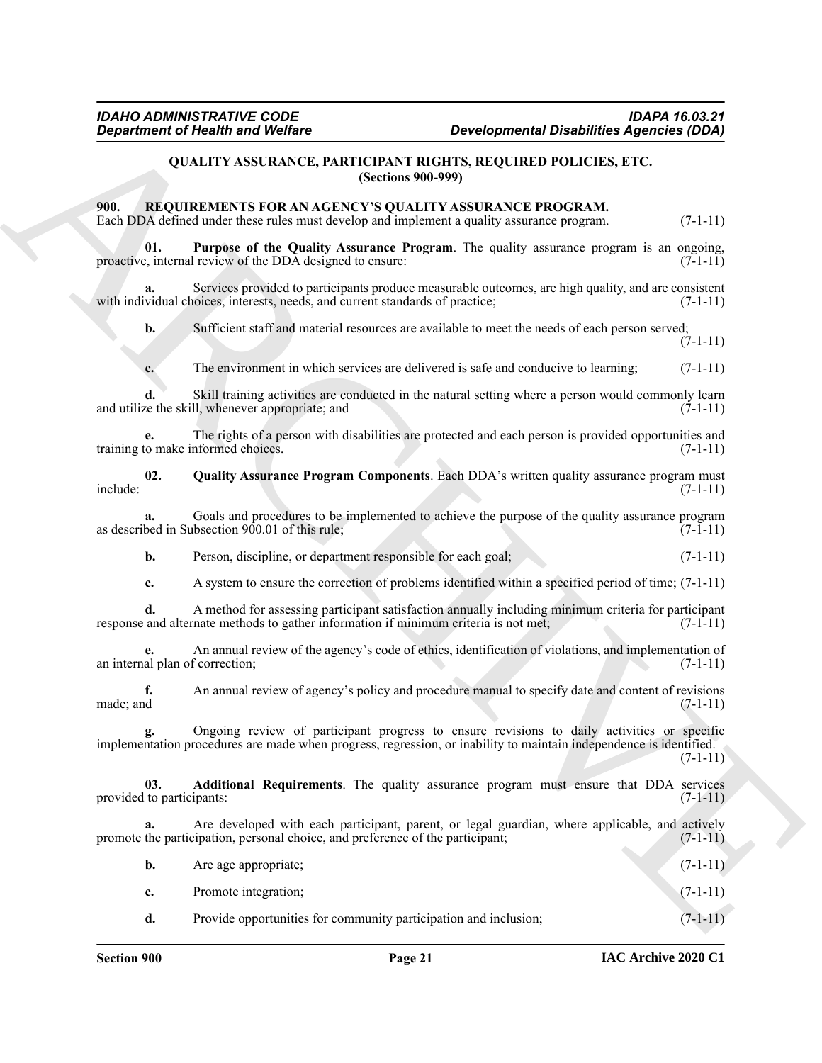## QUALITY ASSURANCE, PARTICIPANT RIGHTS, REQUIRED POLICIES, ETC.
### (Sections 900-999)

**900. REQUIREMENTS FOR AN AGENCY'S QUALITY ASSURANCE PROGRAM.**

Each DDA defined under these rules must develop and implement a quality assurance program. (7-1-11)

**01. Purpose of the Quality Assurance Program**. The quality assurance program is an ongoing, proactive, internal review of the DDA designed to ensure: (7-1-11)

**a.** Services provided to participants produce measurable outcomes, are high quality, and are consistent with individual choices, interests, needs, and current standards of practice; (7-1-11)

**b.** Sufficient staff and material resources are available to meet the needs of each person served; (7-1-11)

**c.** The environment in which services are delivered is safe and conducive to learning; (7-1-11)

**d.** Skill training activities are conducted in the natural setting where a person would commonly learn and utilize the skill, whenever appropriate; and (7-1-11)

**e.** The rights of a person with disabilities are protected and each person is provided opportunities and training to make informed choices. (7-1-11)

**02. Quality Assurance Program Components**. Each DDA's written quality assurance program must include: (7-1-11)

**a.** Goals and procedures to be implemented to achieve the purpose of the quality assurance program as described in Subsection 900.01 of this rule; (7-1-11)

**b.** Person, discipline, or department responsible for each goal; (7-1-11)

**c.** A system to ensure the correction of problems identified within a specified period of time; (7-1-11)

**d.** A method for assessing participant satisfaction annually including minimum criteria for participant response and alternate methods to gather information if minimum criteria is not met; (7-1-11)

**e.** An annual review of the agency's code of ethics, identification of violations, and implementation of an internal plan of correction; (7-1-11)

**f.** An annual review of agency's policy and procedure manual to specify date and content of revisions made; and (7-1-11)

**g.** Ongoing review of participant progress to ensure revisions to daily activities or specific implementation procedures are made when progress, regression, or inability to maintain independence is identified. (7-1-11)

**03. Additional Requirements**. The quality assurance program must ensure that DDA services provided to participants: (7-1-11)

**a.** Are developed with each participant, parent, or legal guardian, where applicable, and actively promote the participation, personal choice, and preference of the participant; (7-1-11)

**b.** Are age appropriate; (7-1-11)

**c.** Promote integration; (7-1-11)

**d.** Provide opportunities for community participation and inclusion; (7-1-11)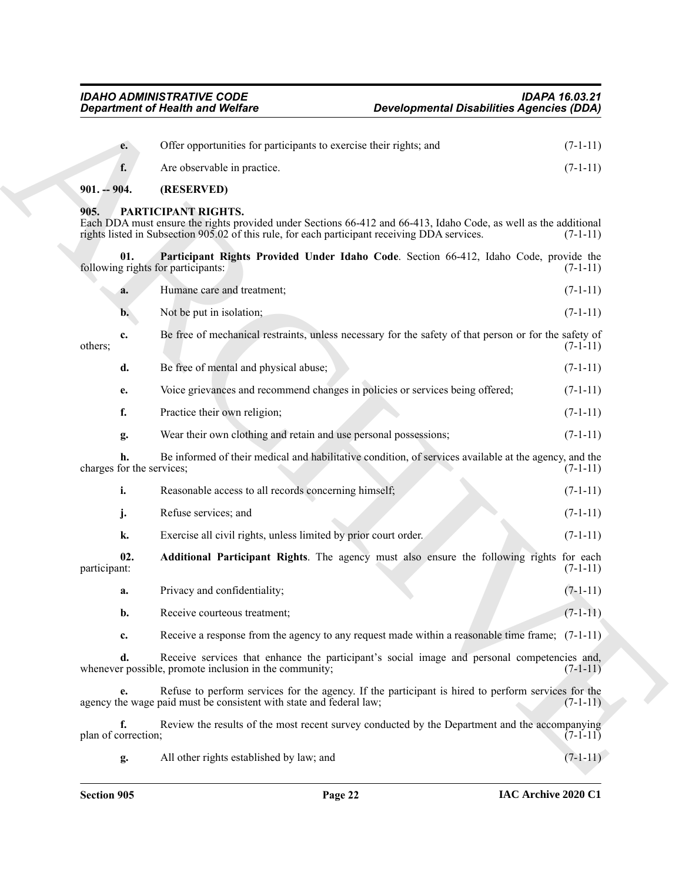e. Offer opportunities for participants to exercise their rights; and (7-1-11)

f. Are observable in practice. (7-1-11)

**901. -- 904. (RESERVED)**

**905. PARTICIPANT RIGHTS.**

Each DDA must ensure the rights provided under Sections 66-412 and 66-413, Idaho Code, as well as the additional rights listed in Subsection 905.02 of this rule, for each participant receiving DDA services. (7-1-11)

**01. Participant Rights Provided Under Idaho Code**. Section 66-412, Idaho Code, provide the following rights for participants: (7-1-11)

a. Humane care and treatment; (7-1-11)

b. Not be put in isolation; (7-1-11)

c. Be free of mechanical restraints, unless necessary for the safety of that person or for the safety of others; (7-1-11)

d. Be free of mental and physical abuse; (7-1-11)

e. Voice grievances and recommend changes in policies or services being offered; (7-1-11)

f. Practice their own religion; (7-1-11)

g. Wear their own clothing and retain and use personal possessions; (7-1-11)

h. Be informed of their medical and habilitative condition, of services available at the agency, and the charges for the services; (7-1-11)

i. Reasonable access to all records concerning himself; (7-1-11)

j. Refuse services; and (7-1-11)

k. Exercise all civil rights, unless limited by prior court order. (7-1-11)

**02. Additional Participant Rights**. The agency must also ensure the following rights for each participant: (7-1-11)

a. Privacy and confidentiality; (7-1-11)

b. Receive courteous treatment; (7-1-11)

c. Receive a response from the agency to any request made within a reasonable time frame; (7-1-11)

d. Receive services that enhance the participant's social image and personal competencies and, whenever possible, promote inclusion in the community; (7-1-11)

e. Refuse to perform services for the agency. If the participant is hired to perform services for the agency the wage paid must be consistent with state and federal law; (7-1-11)

f. Review the results of the most recent survey conducted by the Department and the accompanying plan of correction; (7-1-11)

g. All other rights established by law; and (7-1-11)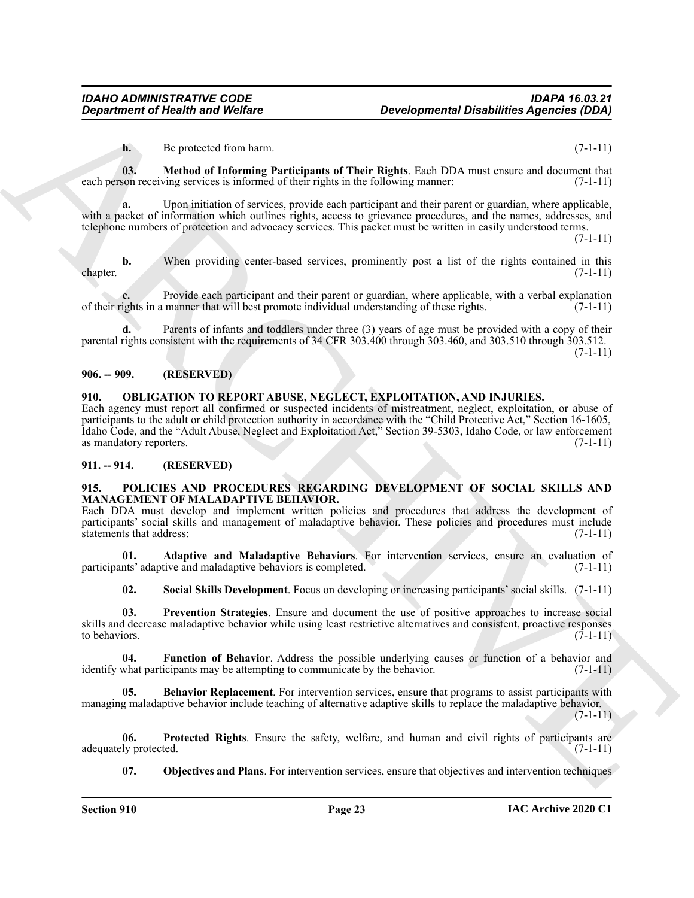**h.** Be protected from harm. (7-1-11)

**03. Method of Informing Participants of Their Rights**. Each DDA must ensure and document that each person receiving services is informed of their rights in the following manner: (7-1-11)

**a.** Upon initiation of services, provide each participant and their parent or guardian, where applicable, with a packet of information which outlines rights, access to grievance procedures, and the names, addresses, and telephone numbers of protection and advocacy services. This packet must be written in easily understood terms. (7-1-11)

**b.** When providing center-based services, prominently post a list of the rights contained in this chapter. (7-1-11)

**c.** Provide each participant and their parent or guardian, where applicable, with a verbal explanation of their rights in a manner that will best promote individual understanding of these rights. (7-1-11)

**d.** Parents of infants and toddlers under three (3) years of age must be provided with a copy of their parental rights consistent with the requirements of 34 CFR 303.400 through 303.460, and 303.510 through 303.512. (7-1-11)

## 906. -- 909. (RESERVED)

## 910. OBLIGATION TO REPORT ABUSE, NEGLECT, EXPLOITATION, AND INJURIES.

Each agency must report all confirmed or suspected incidents of mistreatment, neglect, exploitation, or abuse of participants to the adult or child protection authority in accordance with the "Child Protective Act," Section 16-1605, Idaho Code, and the "Adult Abuse, Neglect and Exploitation Act," Section 39-5303, Idaho Code, or law enforcement as mandatory reporters. (7-1-11)

## 911. -- 914. (RESERVED)

## 915. POLICIES AND PROCEDURES REGARDING DEVELOPMENT OF SOCIAL SKILLS AND MANAGEMENT OF MALADAPTIVE BEHAVIOR.

Each DDA must develop and implement written policies and procedures that address the development of participants' social skills and management of maladaptive behavior. These policies and procedures must include statements that address: (7-1-11)

**01. Adaptive and Maladaptive Behaviors**. For intervention services, ensure an evaluation of participants' adaptive and maladaptive behaviors is completed. (7-1-11)

**02. Social Skills Development**. Focus on developing or increasing participants' social skills. (7-1-11)

**03. Prevention Strategies**. Ensure and document the use of positive approaches to increase social skills and decrease maladaptive behavior while using least restrictive alternatives and consistent, proactive responses to behaviors. (7-1-11)

**04. Function of Behavior**. Address the possible underlying causes or function of a behavior and identify what participants may be attempting to communicate by the behavior. (7-1-11)

**05. Behavior Replacement**. For intervention services, ensure that programs to assist participants with managing maladaptive behavior include teaching of alternative adaptive skills to replace the maladaptive behavior. (7-1-11)

**06. Protected Rights**. Ensure the safety, welfare, and human and civil rights of participants are adequately protected. (7-1-11)

**07. Objectives and Plans**. For intervention services, ensure that objectives and intervention techniques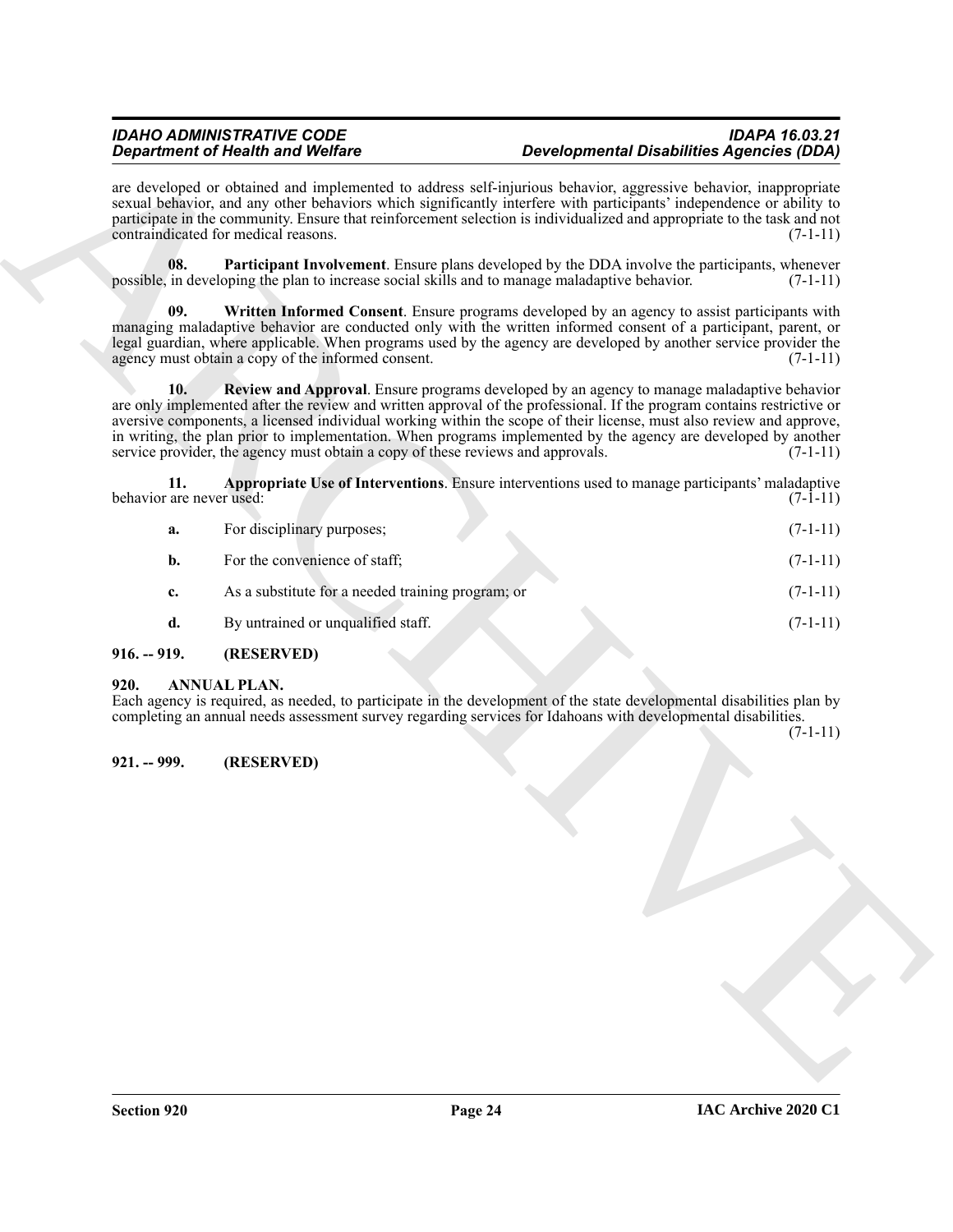are developed or obtained and implemented to address self-injurious behavior, aggressive behavior, inappropriate sexual behavior, and any other behaviors which significantly interfere with participants' independence or ability to participate in the community. Ensure that reinforcement selection is individualized and appropriate to the task and not contraindicated for medical reasons. (7-1-11)

**08. Participant Involvement**. Ensure plans developed by the DDA involve the participants, whenever possible, in developing the plan to increase social skills and to manage maladaptive behavior. (7-1-11)

**09. Written Informed Consent**. Ensure programs developed by an agency to assist participants with managing maladaptive behavior are conducted only with the written informed consent of a participant, parent, or legal guardian, where applicable. When programs used by the agency are developed by another service provider the agency must obtain a copy of the informed consent. (7-1-11)

**10. Review and Approval**. Ensure programs developed by an agency to manage maladaptive behavior are only implemented after the review and written approval of the professional. If the program contains restrictive or aversive components, a licensed individual working within the scope of their license, must also review and approve, in writing, the plan prior to implementation. When programs implemented by the agency are developed by another service provider, the agency must obtain a copy of these reviews and approvals. (7-1-11)

**11. Appropriate Use of Interventions**. Ensure interventions used to manage participants' maladaptive behavior are never used: (7-1-11)

**a.** For disciplinary purposes; (7-1-11)

**b.** For the convenience of staff; (7-1-11)

**c.** As a substitute for a needed training program; or (7-1-11)

**d.** By untrained or unqualified staff. (7-1-11)

**916. -- 919. (RESERVED)**

**920. ANNUAL PLAN.**

Each agency is required, as needed, to participate in the development of the state developmental disabilities plan by completing an annual needs assessment survey regarding services for Idahoans with developmental disabilities. (7-1-11)

**921. -- 999. (RESERVED)**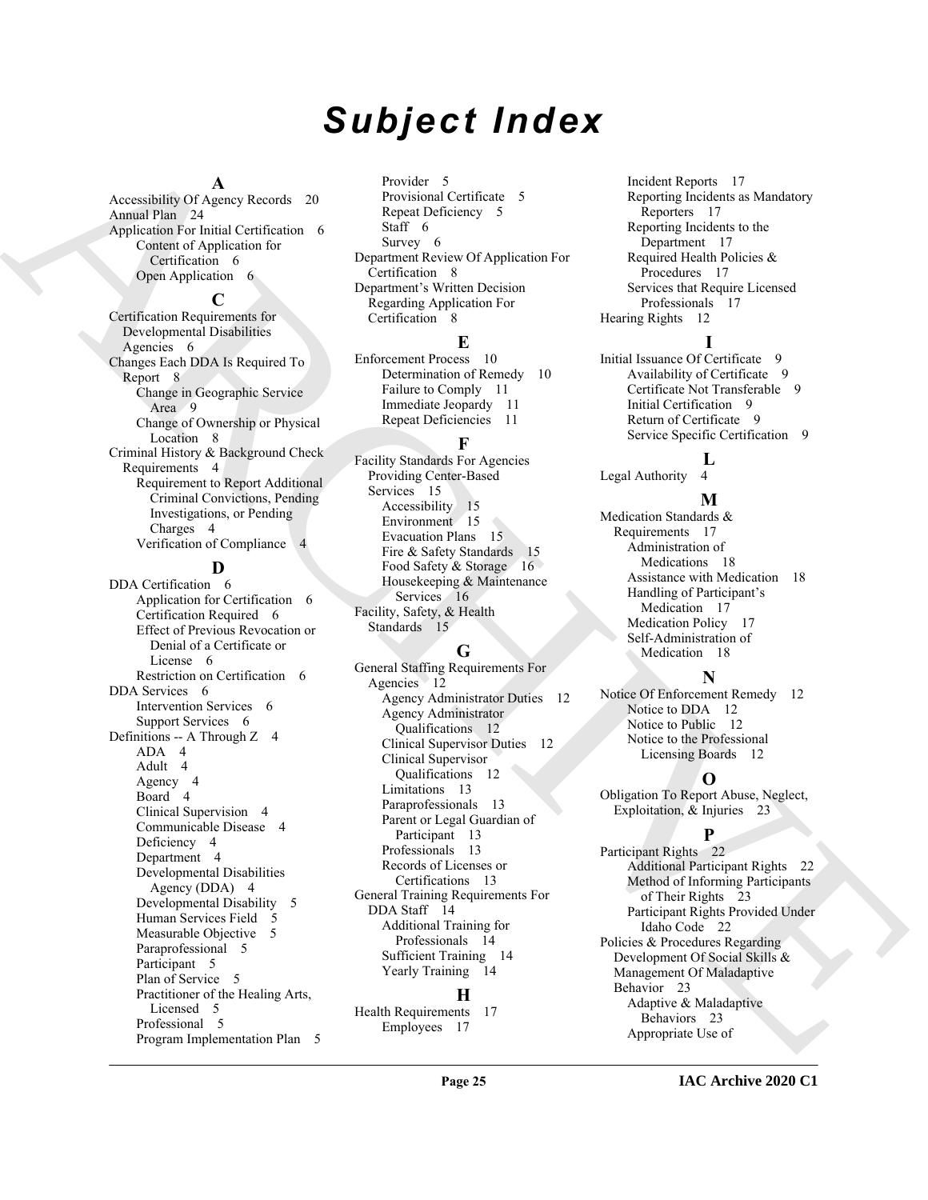# Subject Index

**A**

Accessibility Of Agency Records 20
Annual Plan 24
Application For Initial Certification 6
- Content of Application for Certification 6
- Open Application 6

**C**

Certification Requirements for Developmental Disabilities Agencies 6
Changes Each DDA Is Required To Report 8
- Change in Geographic Service Area 9
- Change of Ownership or Physical Location 8

Criminal History & Background Check Requirements 4
- Requirement to Report Additional Criminal Convictions, Pending Investigations, or Pending Charges 4
- Verification of Compliance 4

**D**

DDA Certification 6
- Application for Certification 6
- Certification Required 6
- Effect of Previous Revocation or Denial of a Certificate or License 6
- Restriction on Certification 6

DDA Services 6
- Intervention Services 6
- Support Services 6

Definitions -- A Through Z 4
- ADA 4
- Adult 4
- Agency 4
- Board 4
- Clinical Supervision 4
- Communicable Disease 4
- Deficiency 4
- Department 4
- Developmental Disabilities Agency (DDA) 4
- Developmental Disability 5
- Human Services Field 5
- Measurable Objective 5
- Paraprofessional 5
- Participant 5
- Plan of Service 5
- Practitioner of the Healing Arts, Licensed 5
- Professional 5
- Program Implementation Plan 5
- Provider 5
- Provisional Certificate 5
- Repeat Deficiency 5
- Staff 6
- Survey 6

Department Review Of Application For Certification 8
Department's Written Decision Regarding Application For Certification 8

**E**

Enforcement Process 10
- Determination of Remedy 10
- Failure to Comply 11
- Immediate Jeopardy 11
- Repeat Deficiencies 11

**F**

Facility Standards For Agencies Providing Center-Based Services 15
- Accessibility 15
- Environment 15
- Evacuation Plans 15
- Fire & Safety Standards 15
- Food Safety & Storage 16
- Housekeeping & Maintenance Services 16

Facility, Safety, & Health Standards 15

**G**

General Staffing Requirements For Agencies 12
- Agency Administrator Duties 12
- Agency Administrator Qualifications 12
- Clinical Supervisor Duties 12
- Clinical Supervisor Qualifications 12
- Limitations 13
- Paraprofessionals 13
- Parent or Legal Guardian of Participant 13
- Professionals 13
- Records of Licenses or Certifications 13

General Training Requirements For DDA Staff 14
- Additional Training for Professionals 14
- Sufficient Training 14
- Yearly Training 14

**H**

Health Requirements 17
- Employees 17
- Incident Reports 17
- Reporting Incidents as Mandatory Reporters 17
- Reporting Incidents to the Department 17
- Required Health Policies & Procedures 17
- Services that Require Licensed Professionals 17

Hearing Rights 12

**I**

Initial Issuance Of Certificate 9
- Availability of Certificate 9
- Certificate Not Transferable 9
- Initial Certification 9
- Return of Certificate 9
- Service Specific Certification 9

**L**

Legal Authority 4

**M**

Medication Standards & Requirements 17
- Administration of Medications 18
- Assistance with Medication 18
- Handling of Participant's Medication 17
- Medication Policy 17
- Self-Administration of Medication 18

**N**

Notice Of Enforcement Remedy 12
- Notice to DDA 12
- Notice to Public 12
- Notice to the Professional Licensing Boards 12

**O**

Obligation To Report Abuse, Neglect, Exploitation, & Injuries 23

**P**

Participant Rights 22
- Additional Participant Rights 22
- Method of Informing Participants of Their Rights 23
- Participant Rights Provided Under Idaho Code 22

Policies & Procedures Regarding Development Of Social Skills & Management Of Maladaptive Behavior 23
- Adaptive & Maladaptive Behaviors 23
- Appropriate Use of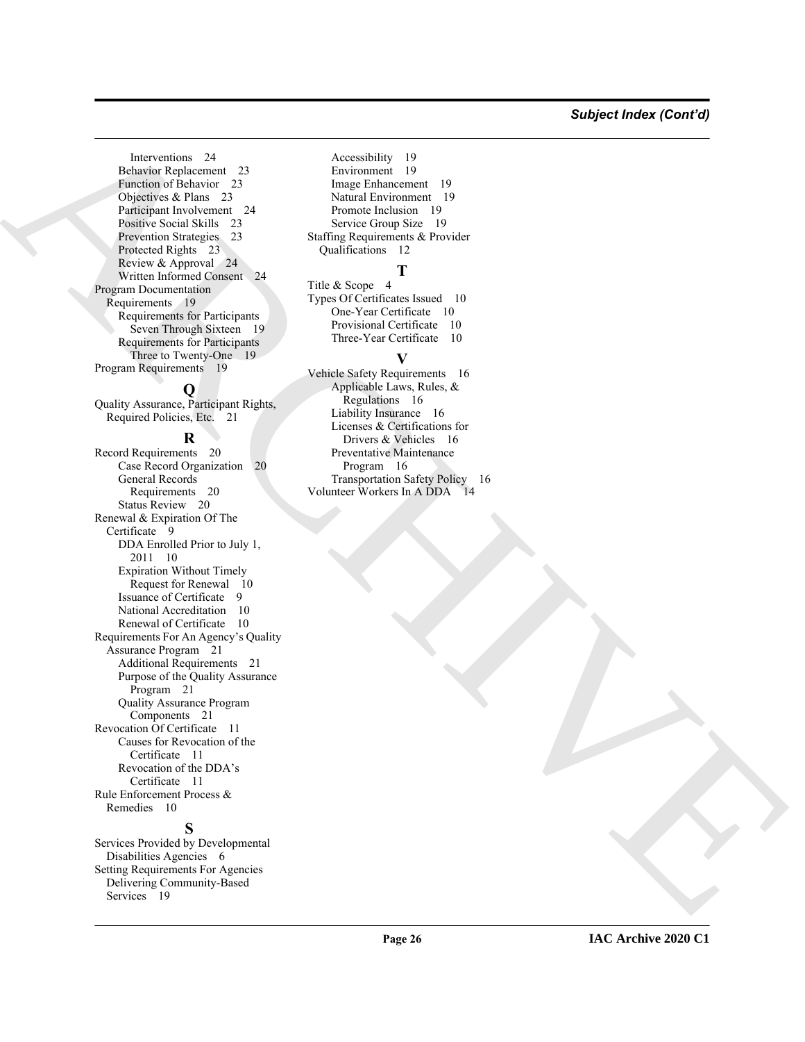Interventions 24
Behavior Replacement 23
Function of Behavior 23
Objectives & Plans 23
Participant Involvement 24
Positive Social Skills 23
Prevention Strategies 23
Protected Rights 23
Review & Approval 24
Written Informed Consent 24

Program Documentation Requirements 19
Requirements for Participants Seven Through Sixteen 19
Requirements for Participants Three to Twenty-One 19

Program Requirements 19

**Q**

Quality Assurance, Participant Rights, Required Policies, Etc. 21

**R**

Record Requirements 20
Case Record Organization 20
General Records Requirements 20
Status Review 20

Renewal & Expiration Of The Certificate 9
DDA Enrolled Prior to July 1, 2011 10
Expiration Without Timely Request for Renewal 10
Issuance of Certificate 9
National Accreditation 10
Renewal of Certificate 10

Requirements For An Agency's Quality Assurance Program 21
Additional Requirements 21
Purpose of the Quality Assurance Program 21
Quality Assurance Program Components 21

Revocation Of Certificate 11
Causes for Revocation of the Certificate 11
Revocation of the DDA's Certificate 11

Rule Enforcement Process & Remedies 10

**S**

Services Provided by Developmental Disabilities Agencies 6

Setting Requirements For Agencies Delivering Community-Based Services 19
Accessibility 19
Environment 19
Image Enhancement 19
Natural Environment 19
Promote Inclusion 19
Service Group Size 19

Staffing Requirements & Provider Qualifications 12

**T**

Title & Scope 4

Types Of Certificates Issued 10
One-Year Certificate 10
Provisional Certificate 10
Three-Year Certificate 10

**V**

Vehicle Safety Requirements 16
Applicable Laws, Rules, & Regulations 16
Liability Insurance 16
Licenses & Certifications for Drivers & Vehicles 16
Preventative Maintenance Program 16
Transportation Safety Policy 16

Volunteer Workers In A DDA 14